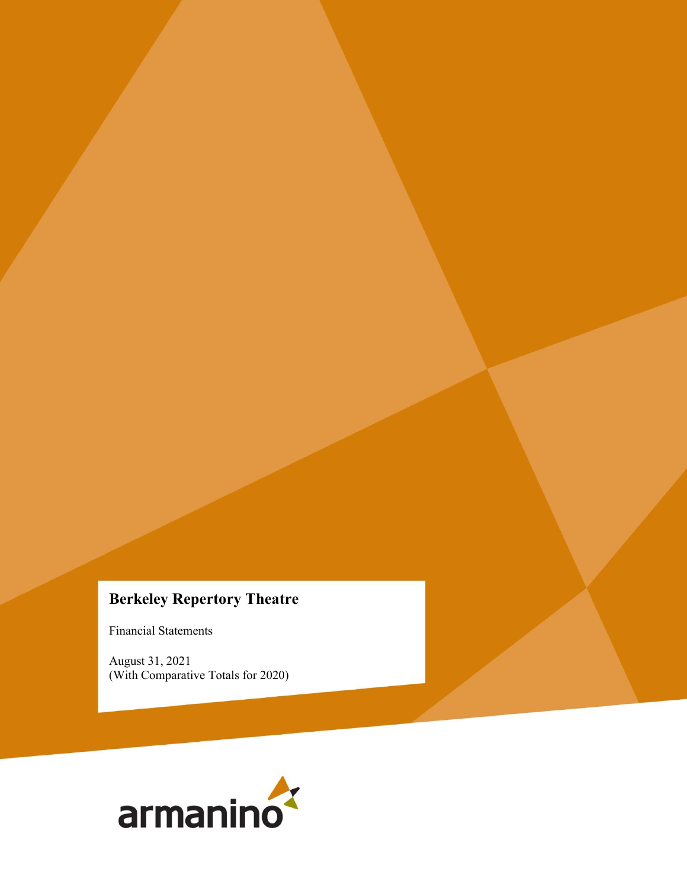# Berkeley Repertory Theatre

Financial Statements

August 31, 2021
(With Comparative Totals for 2020)

armanino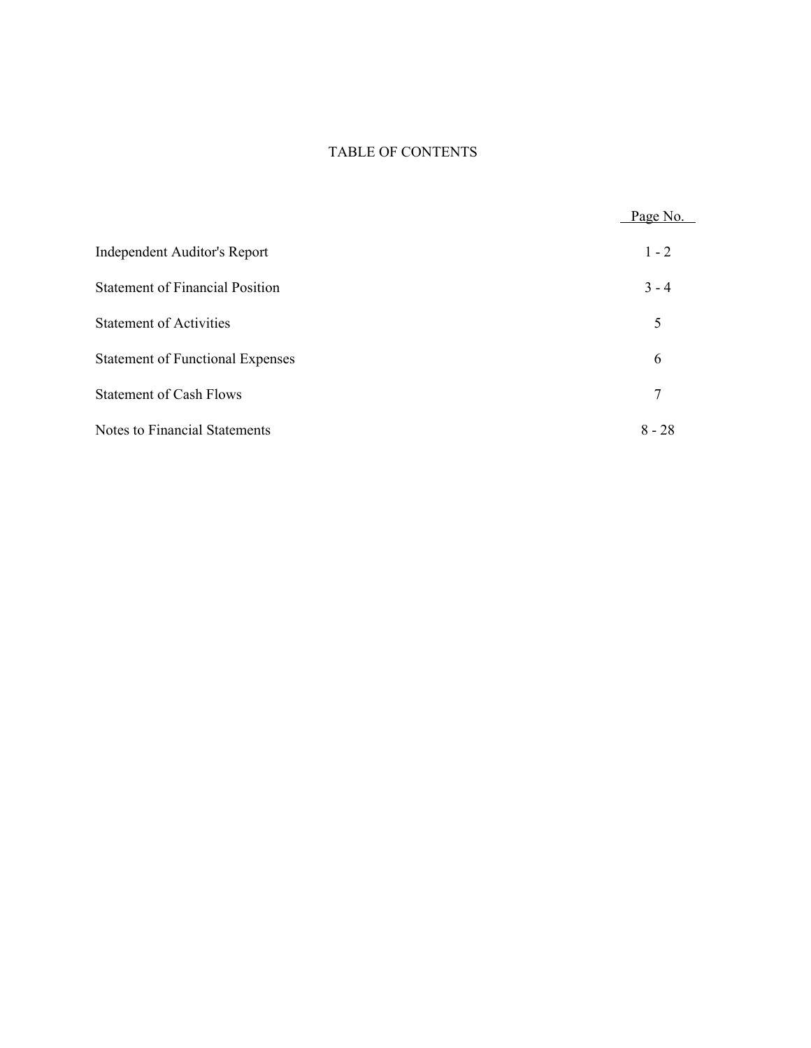# TABLE OF CONTENTS

| | Page No. |
|---|---|
| Independent Auditor's Report | 1 - 2 |
| Statement of Financial Position | 3 - 4 |
| Statement of Activities | 5 |
| Statement of Functional Expenses | 6 |
| Statement of Cash Flows | 7 |
| Notes to Financial Statements | 8 - 28 |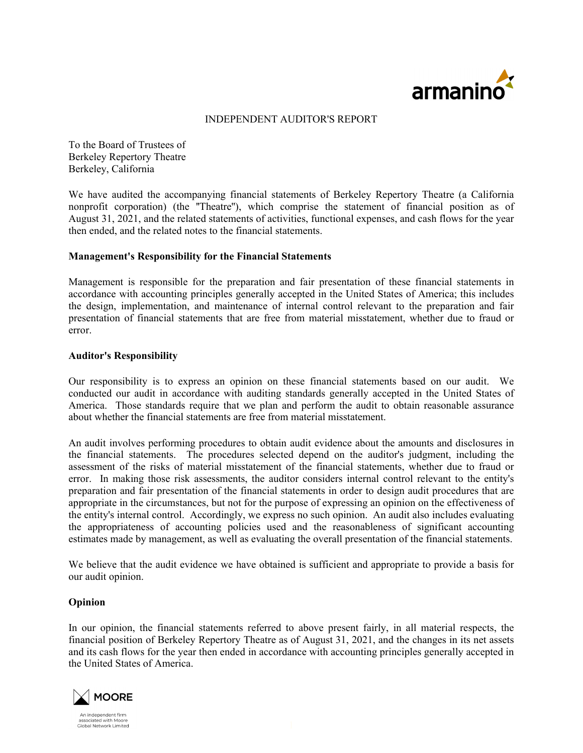# INDEPENDENT AUDITOR'S REPORT

To the Board of Trustees of
Berkeley Repertory Theatre
Berkeley, California

We have audited the accompanying financial statements of Berkeley Repertory Theatre (a California nonprofit corporation) (the "Theatre"), which comprise the statement of financial position as of August 31, 2021, and the related statements of activities, functional expenses, and cash flows for the year then ended, and the related notes to the financial statements.

**Management's Responsibility for the Financial Statements**

Management is responsible for the preparation and fair presentation of these financial statements in accordance with accounting principles generally accepted in the United States of America; this includes the design, implementation, and maintenance of internal control relevant to the preparation and fair presentation of financial statements that are free from material misstatement, whether due to fraud or error.

**Auditor's Responsibility**

Our responsibility is to express an opinion on these financial statements based on our audit. We conducted our audit in accordance with auditing standards generally accepted in the United States of America. Those standards require that we plan and perform the audit to obtain reasonable assurance about whether the financial statements are free from material misstatement.

An audit involves performing procedures to obtain audit evidence about the amounts and disclosures in the financial statements. The procedures selected depend on the auditor's judgment, including the assessment of the risks of material misstatement of the financial statements, whether due to fraud or error. In making those risk assessments, the auditor considers internal control relevant to the entity's preparation and fair presentation of the financial statements in order to design audit procedures that are appropriate in the circumstances, but not for the purpose of expressing an opinion on the effectiveness of the entity's internal control. Accordingly, we express no such opinion. An audit also includes evaluating the appropriateness of accounting policies used and the reasonableness of significant accounting estimates made by management, as well as evaluating the overall presentation of the financial statements.

We believe that the audit evidence we have obtained is sufficient and appropriate to provide a basis for our audit opinion.

**Opinion**

In our opinion, the financial statements referred to above present fairly, in all material respects, the financial position of Berkeley Repertory Theatre as of August 31, 2021, and the changes in its net assets and its cash flows for the year then ended in accordance with accounting principles generally accepted in the United States of America.

MOORE

An independent firm associated with Moore Global Network Limited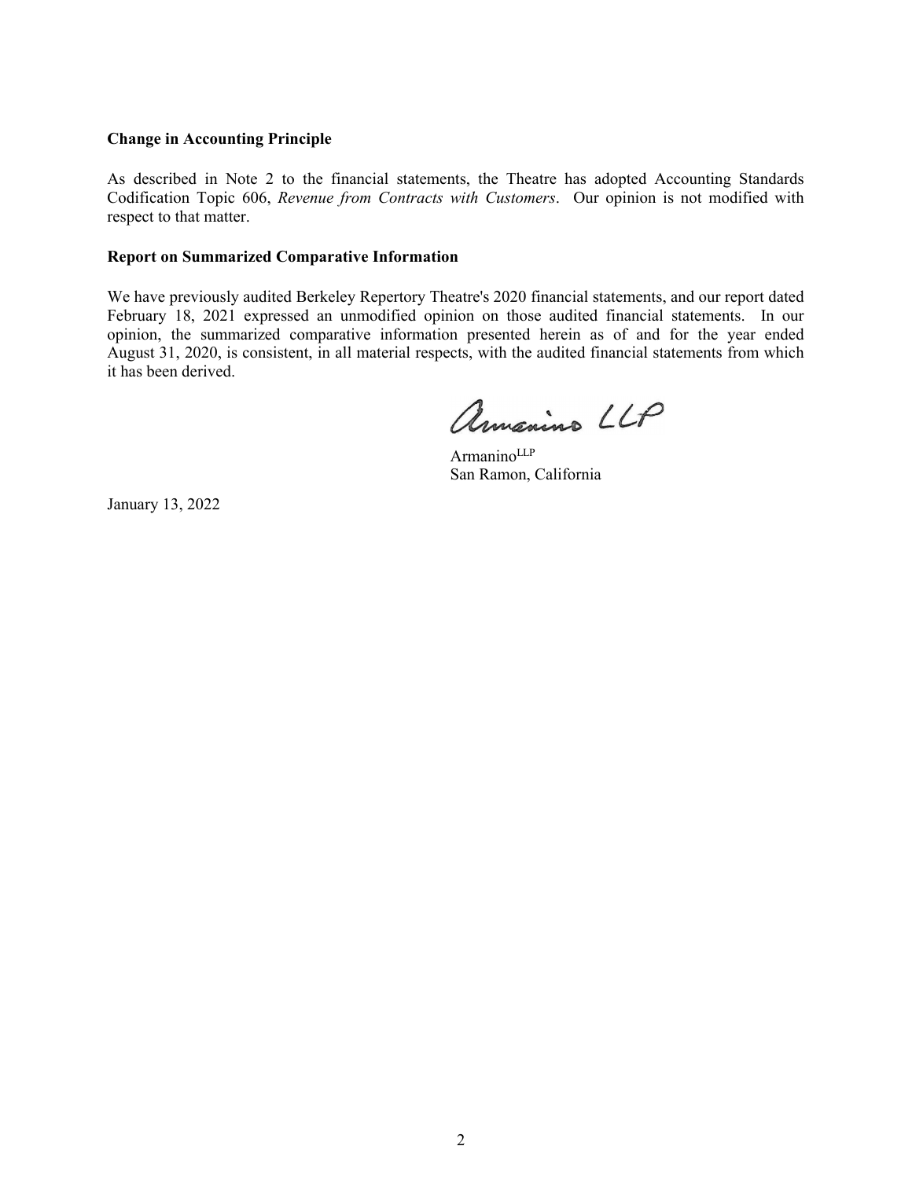**Change in Accounting Principle**

As described in Note 2 to the financial statements, the Theatre has adopted Accounting Standards Codification Topic 606, *Revenue from Contracts with Customers*. Our opinion is not modified with respect to that matter.

**Report on Summarized Comparative Information**

We have previously audited Berkeley Repertory Theatre's 2020 financial statements, and our report dated February 18, 2021 expressed an unmodified opinion on those audited financial statements. In our opinion, the summarized comparative information presented herein as of and for the year ended August 31, 2020, is consistent, in all material respects, with the audited financial statements from which it has been derived.

Armanino LLP

Armanino[LLP]
San Ramon, California

January 13, 2022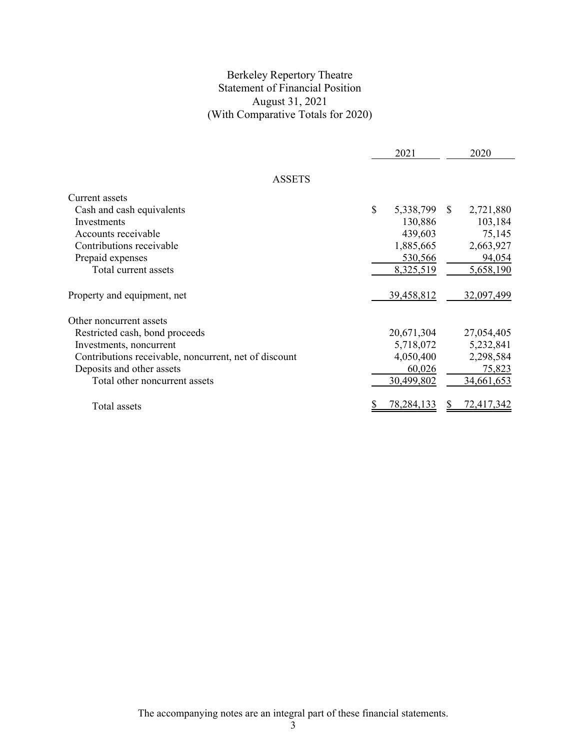# Berkeley Repertory Theatre
## Statement of Financial Position
### August 31, 2021
### (With Comparative Totals for 2020)

| | 2021 | 2020 |
|---|---|---|
| **ASSETS** | | |
| Current assets | | |
| Cash and cash equivalents | $ 5,338,799 | $ 2,721,880 |
| Investments | 130,886 | 103,184 |
| Accounts receivable | 439,603 | 75,145 |
| Contributions receivable | 1,885,665 | 2,663,927 |
| Prepaid expenses | 530,566 | 94,054 |
| Total current assets | 8,325,519 | 5,658,190 |
| Property and equipment, net | 39,458,812 | 32,097,499 |
| Other noncurrent assets | | |
| Restricted cash, bond proceeds | 20,671,304 | 27,054,405 |
| Investments, noncurrent | 5,718,072 | 5,232,841 |
| Contributions receivable, noncurrent, net of discount | 4,050,400 | 2,298,584 |
| Deposits and other assets | 60,026 | 75,823 |
| Total other noncurrent assets | 30,499,802 | 34,661,653 |
| Total assets | $ 78,284,133 | $ 72,417,342 |

The accompanying notes are an integral part of these financial statements.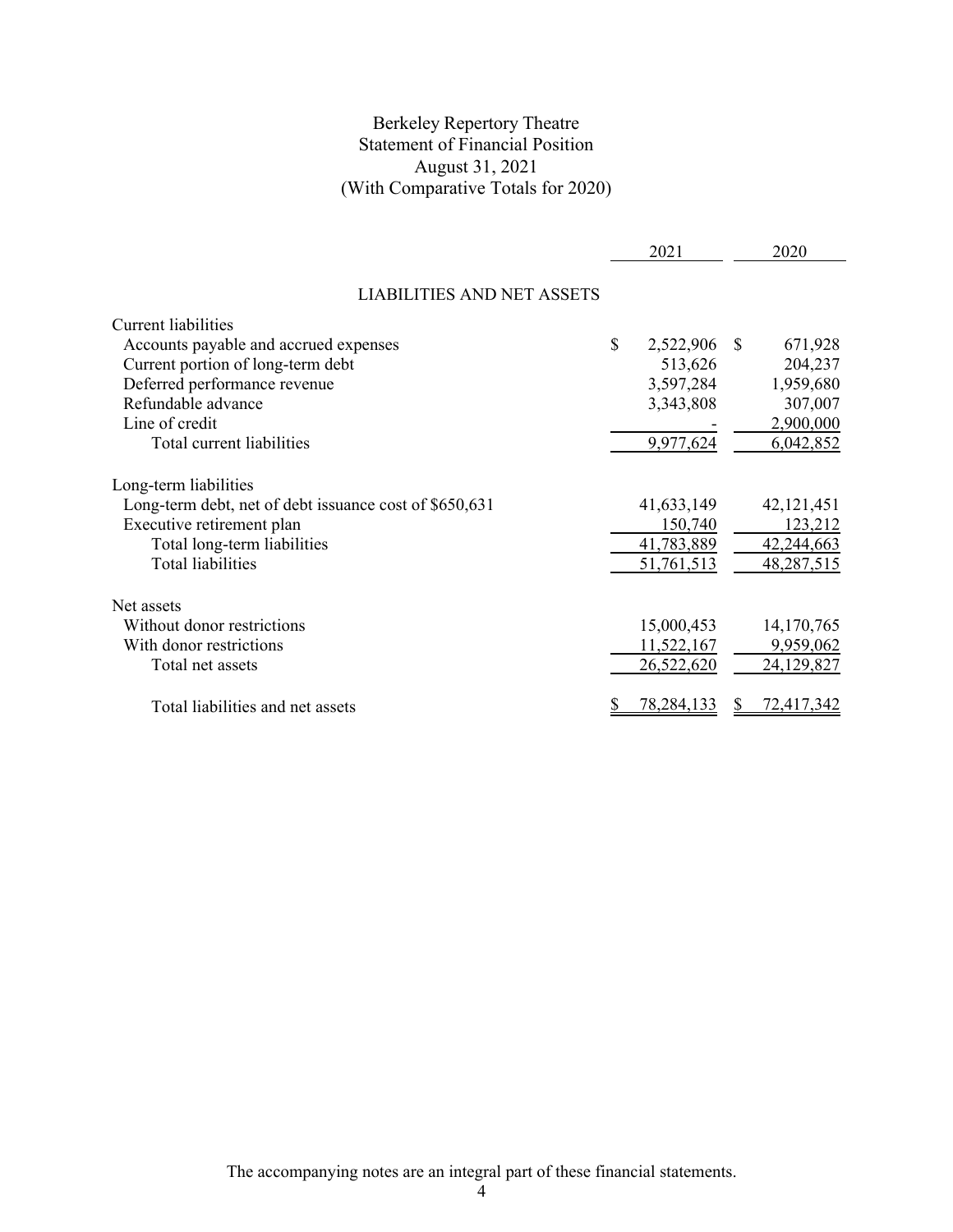# Berkeley Repertory Theatre
## Statement of Financial Position
### August 31, 2021
### (With Comparative Totals for 2020)

| | 2021 | 2020 |
|---|---|---|
| **LIABILITIES AND NET ASSETS** | | |
| Current liabilities | | |
| Accounts payable and accrued expenses | $ 2,522,906 | $ 671,928 |
| Current portion of long-term debt | 513,626 | 204,237 |
| Deferred performance revenue | 3,597,284 | 1,959,680 |
| Refundable advance | 3,343,808 | 307,007 |
| Line of credit | - | 2,900,000 |
| Total current liabilities | 9,977,624 | 6,042,852 |
| Long-term liabilities | | |
| Long-term debt, net of debt issuance cost of $650,631 | 41,633,149 | 42,121,451 |
| Executive retirement plan | 150,740 | 123,212 |
| Total long-term liabilities | 41,783,889 | 42,244,663 |
| Total liabilities | 51,761,513 | 48,287,515 |
| Net assets | | |
| Without donor restrictions | 15,000,453 | 14,170,765 |
| With donor restrictions | 11,522,167 | 9,959,062 |
| Total net assets | 26,522,620 | 24,129,827 |
| Total liabilities and net assets | $ 78,284,133 | $ 72,417,342 |

The accompanying notes are an integral part of these financial statements.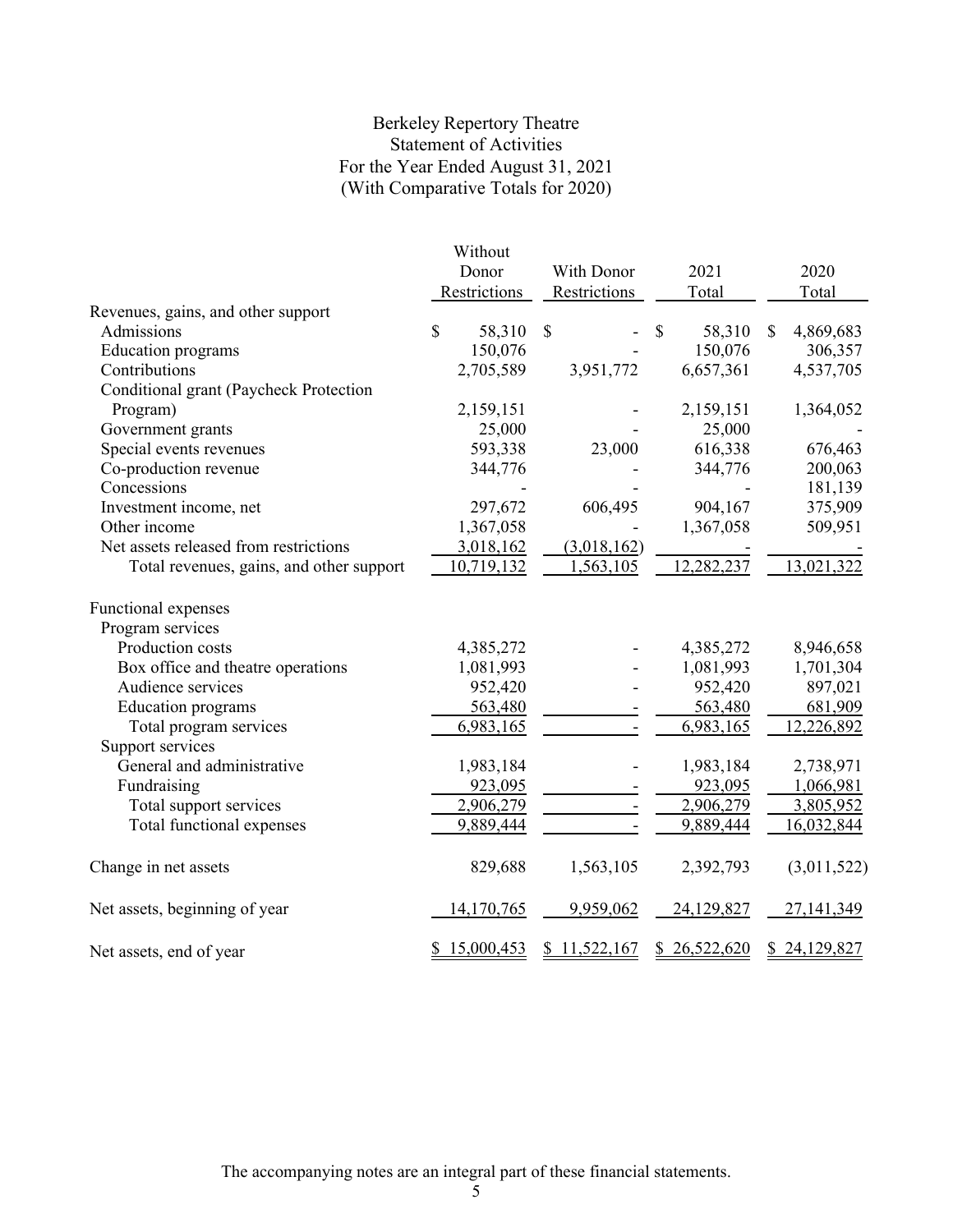# Berkeley Repertory Theatre
## Statement of Activities
### For the Year Ended August 31, 2021
### (With Comparative Totals for 2020)

| | Without Donor Restrictions | With Donor Restrictions | 2021 Total | 2020 Total |
|---|---|---|---|---|
| Revenues, gains, and other support | | | | |
| Admissions | $ 58,310 | $ - | $ 58,310 | $ 4,869,683 |
| Education programs | 150,076 | - | 150,076 | 306,357 |
| Contributions | 2,705,589 | 3,951,772 | 6,657,361 | 4,537,705 |
| Conditional grant (Paycheck Protection Program) | 2,159,151 | - | 2,159,151 | 1,364,052 |
| Government grants | 25,000 | - | 25,000 | - |
| Special events revenues | 593,338 | 23,000 | 616,338 | 676,463 |
| Co-production revenue | 344,776 | - | 344,776 | 200,063 |
| Concessions | - | - | - | 181,139 |
| Investment income, net | 297,672 | 606,495 | 904,167 | 375,909 |
| Other income | 1,367,058 | - | 1,367,058 | 509,951 |
| Net assets released from restrictions | 3,018,162 | (3,018,162) | - | - |
| Total revenues, gains, and other support | 10,719,132 | 1,563,105 | 12,282,237 | 13,021,322 |
| Functional expenses | | | | |
| Program services | | | | |
| Production costs | 4,385,272 | - | 4,385,272 | 8,946,658 |
| Box office and theatre operations | 1,081,993 | - | 1,081,993 | 1,701,304 |
| Audience services | 952,420 | - | 952,420 | 897,021 |
| Education programs | 563,480 | - | 563,480 | 681,909 |
| Total program services | 6,983,165 | - | 6,983,165 | 12,226,892 |
| Support services | | | | |
| General and administrative | 1,983,184 | - | 1,983,184 | 2,738,971 |
| Fundraising | 923,095 | - | 923,095 | 1,066,981 |
| Total support services | 2,906,279 | - | 2,906,279 | 3,805,952 |
| Total functional expenses | 9,889,444 | - | 9,889,444 | 16,032,844 |
| Change in net assets | 829,688 | 1,563,105 | 2,392,793 | (3,011,522) |
| Net assets, beginning of year | 14,170,765 | 9,959,062 | 24,129,827 | 27,141,349 |
| Net assets, end of year | $ 15,000,453 | $ 11,522,167 | $ 26,522,620 | $ 24,129,827 |

The accompanying notes are an integral part of these financial statements.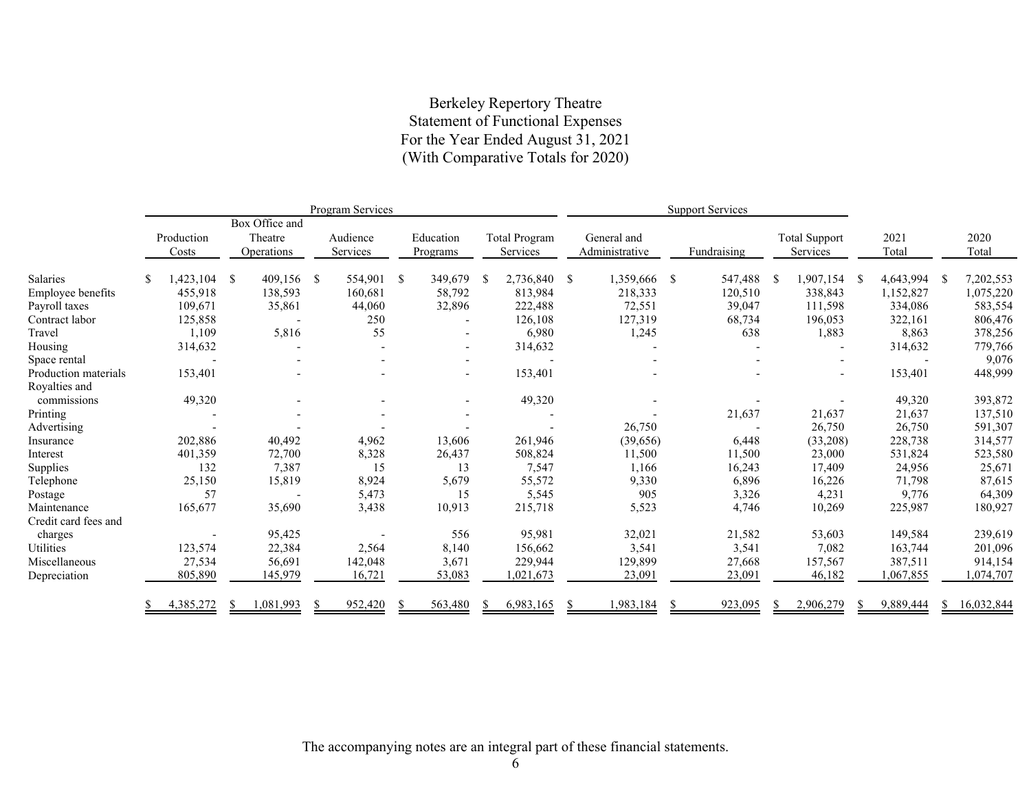# Berkeley Repertory Theatre
## Statement of Functional Expenses
### For the Year Ended August 31, 2021
### (With Comparative Totals for 2020)

| | Program Services | | | | | Support Services | | | | |
|---|---|---|---|---|---|---|---|---|---|---|
| | Production Costs | Box Office and Theatre Operations | Audience Services | Education Programs | Total Program Services | General and Administrative | Fundraising | Total Support Services | 2021 Total | 2020 Total |
| Salaries | $ 1,423,104 | $ 409,156 | $ 554,901 | $ 349,679 | $ 2,736,840 | $ 1,359,666 | $ 547,488 | $ 1,907,154 | $ 4,643,994 | $ 7,202,553 |
| Employee benefits | 455,918 | 138,593 | 160,681 | 58,792 | 813,984 | 218,333 | 120,510 | 338,843 | 1,152,827 | 1,075,220 |
| Payroll taxes | 109,671 | 35,861 | 44,060 | 32,896 | 222,488 | 72,551 | 39,047 | 111,598 | 334,086 | 583,554 |
| Contract labor | 125,858 | - | 250 | - | 126,108 | 127,319 | 68,734 | 196,053 | 322,161 | 806,476 |
| Travel | 1,109 | 5,816 | 55 | - | 6,980 | 1,245 | 638 | 1,883 | 8,863 | 378,256 |
| Housing | 314,632 | - | - | - | 314,632 | - | - | - | 314,632 | 779,766 |
| Space rental | - | - | - | - | - | - | - | - | - | 9,076 |
| Production materials | 153,401 | - | - | - | 153,401 | - | - | - | 153,401 | 448,999 |
| Royalties and commissions | 49,320 | - | - | - | 49,320 | - | - | - | 49,320 | 393,872 |
| Printing | - | - | - | - | - | - | 21,637 | 21,637 | 21,637 | 137,510 |
| Advertising | - | - | - | - | - | 26,750 | - | 26,750 | 26,750 | 591,307 |
| Insurance | 202,886 | 40,492 | 4,962 | 13,606 | 261,946 | (39,656) | 6,448 | (33,208) | 228,738 | 314,577 |
| Interest | 401,359 | 72,700 | 8,328 | 26,437 | 508,824 | 11,500 | 11,500 | 23,000 | 531,824 | 523,580 |
| Supplies | 132 | 7,387 | 15 | 13 | 7,547 | 1,166 | 16,243 | 17,409 | 24,956 | 25,671 |
| Telephone | 25,150 | 15,819 | 8,924 | 5,679 | 55,572 | 9,330 | 6,896 | 16,226 | 71,798 | 87,615 |
| Postage | 57 | - | 5,473 | 15 | 5,545 | 905 | 3,326 | 4,231 | 9,776 | 64,309 |
| Maintenance | 165,677 | 35,690 | 3,438 | 10,913 | 215,718 | 5,523 | 4,746 | 10,269 | 225,987 | 180,927 |
| Credit card fees and charges | - | 95,425 | - | 556 | 95,981 | 32,021 | 21,582 | 53,603 | 149,584 | 239,619 |
| Utilities | 123,574 | 22,384 | 2,564 | 8,140 | 156,662 | 3,541 | 3,541 | 7,082 | 163,744 | 201,096 |
| Miscellaneous | 27,534 | 56,691 | 142,048 | 3,671 | 229,944 | 129,899 | 27,668 | 157,567 | 387,511 | 914,154 |
| Depreciation | 805,890 | 145,979 | 16,721 | 53,083 | 1,021,673 | 23,091 | 23,091 | 46,182 | 1,067,855 | 1,074,707 |
| | $ 4,385,272 | $ 1,081,993 | $ 952,420 | $ 563,480 | $ 6,983,165 | $ 1,983,184 | $ 923,095 | $ 2,906,279 | $ 9,889,444 | $ 16,032,844 |

The accompanying notes are an integral part of these financial statements.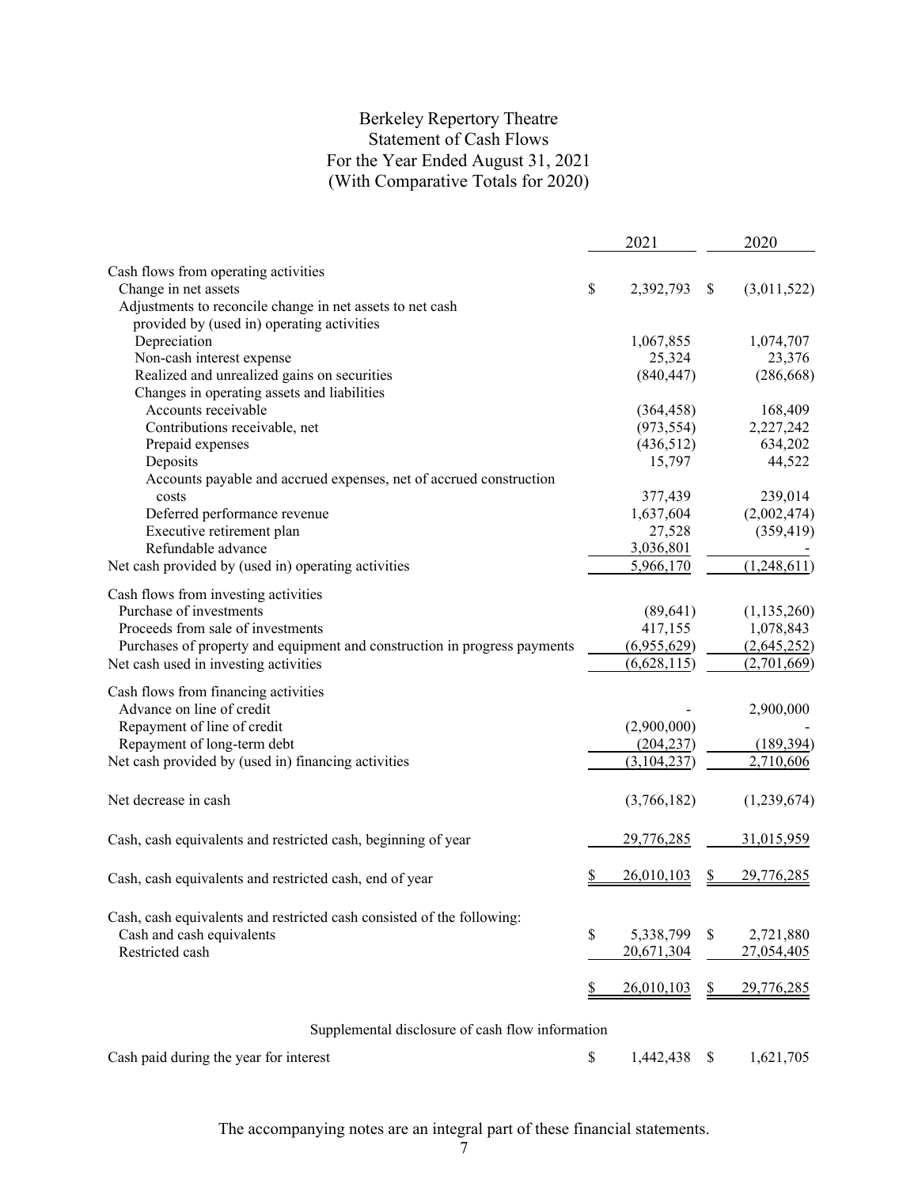# Berkeley Repertory Theatre
## Statement of Cash Flows
### For the Year Ended August 31, 2021
### (With Comparative Totals for 2020)

| | 2021 | 2020 |
|---|---|---|
| **Cash flows from operating activities** | | |
| Change in net assets | $ 2,392,793 | $ (3,011,522) |
| Adjustments to reconcile change in net assets to net cash provided by (used in) operating activities | | |
| Depreciation | 1,067,855 | 1,074,707 |
| Non-cash interest expense | 25,324 | 23,376 |
| Realized and unrealized gains on securities | (840,447) | (286,668) |
| Changes in operating assets and liabilities | | |
| Accounts receivable | (364,458) | 168,409 |
| Contributions receivable, net | (973,554) | 2,227,242 |
| Prepaid expenses | (436,512) | 634,202 |
| Deposits | 15,797 | 44,522 |
| Accounts payable and accrued expenses, net of accrued construction costs | 377,439 | 239,014 |
| Deferred performance revenue | 1,637,604 | (2,002,474) |
| Executive retirement plan | 27,528 | (359,419) |
| Refundable advance | 3,036,801 | - |
| Net cash provided by (used in) operating activities | 5,966,170 | (1,248,611) |
| **Cash flows from investing activities** | | |
| Purchase of investments | (89,641) | (1,135,260) |
| Proceeds from sale of investments | 417,155 | 1,078,843 |
| Purchases of property and equipment and construction in progress payments | (6,955,629) | (2,645,252) |
| Net cash used in investing activities | (6,628,115) | (2,701,669) |
| **Cash flows from financing activities** | | |
| Advance on line of credit | - | 2,900,000 |
| Repayment of line of credit | (2,900,000) | - |
| Repayment of long-term debt | (204,237) | (189,394) |
| Net cash provided by (used in) financing activities | (3,104,237) | 2,710,606 |
| Net decrease in cash | (3,766,182) | (1,239,674) |
| Cash, cash equivalents and restricted cash, beginning of year | 29,776,285 | 31,015,959 |
| Cash, cash equivalents and restricted cash, end of year | $ 26,010,103 | $ 29,776,285 |
| Cash, cash equivalents and restricted cash consisted of the following: | | |
| Cash and cash equivalents | $ 5,338,799 | $ 2,721,880 |
| Restricted cash | 20,671,304 | 27,054,405 |
| | $ 26,010,103 | $ 29,776,285 |

**Supplemental disclosure of cash flow information**

| | 2021 | 2020 |
|---|---|---|
| Cash paid during the year for interest | $ 1,442,438 | $ 1,621,705 |

The accompanying notes are an integral part of these financial statements.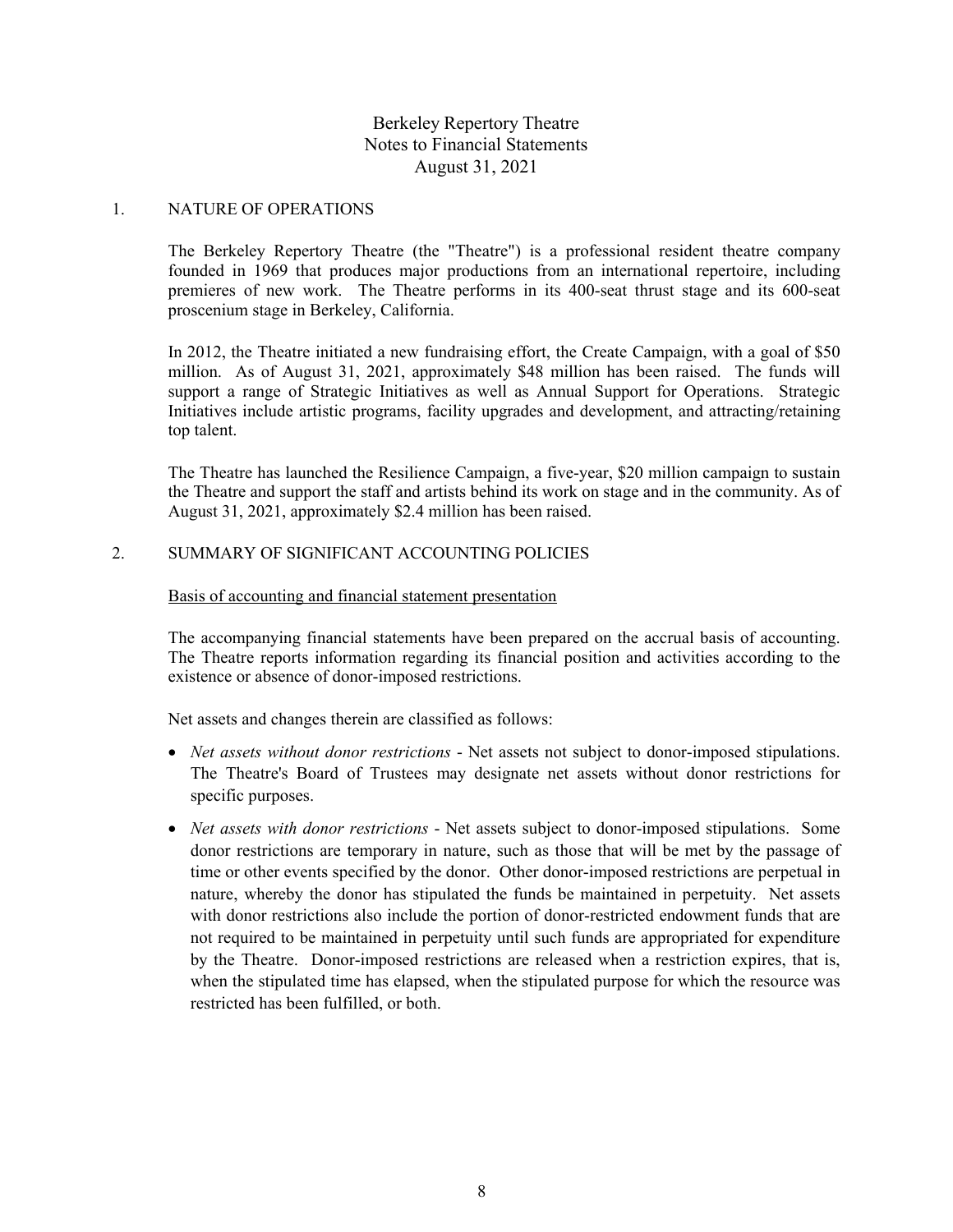# Berkeley Repertory Theatre
## Notes to Financial Statements
## August 31, 2021

## 1. NATURE OF OPERATIONS

The Berkeley Repertory Theatre (the "Theatre") is a professional resident theatre company founded in 1969 that produces major productions from an international repertoire, including premieres of new work. The Theatre performs in its 400-seat thrust stage and its 600-seat proscenium stage in Berkeley, California.

In 2012, the Theatre initiated a new fundraising effort, the Create Campaign, with a goal of $50 million. As of August 31, 2021, approximately $48 million has been raised. The funds will support a range of Strategic Initiatives as well as Annual Support for Operations. Strategic Initiatives include artistic programs, facility upgrades and development, and attracting/retaining top talent.

The Theatre has launched the Resilience Campaign, a five-year, $20 million campaign to sustain the Theatre and support the staff and artists behind its work on stage and in the community. As of August 31, 2021, approximately $2.4 million has been raised.

## 2. SUMMARY OF SIGNIFICANT ACCOUNTING POLICIES

### Basis of accounting and financial statement presentation

The accompanying financial statements have been prepared on the accrual basis of accounting. The Theatre reports information regarding its financial position and activities according to the existence or absence of donor-imposed restrictions.

Net assets and changes therein are classified as follows:

- *Net assets without donor restrictions* - Net assets not subject to donor-imposed stipulations. The Theatre's Board of Trustees may designate net assets without donor restrictions for specific purposes.
- *Net assets with donor restrictions* - Net assets subject to donor-imposed stipulations. Some donor restrictions are temporary in nature, such as those that will be met by the passage of time or other events specified by the donor. Other donor-imposed restrictions are perpetual in nature, whereby the donor has stipulated the funds be maintained in perpetuity. Net assets with donor restrictions also include the portion of donor-restricted endowment funds that are not required to be maintained in perpetuity until such funds are appropriated for expenditure by the Theatre. Donor-imposed restrictions are released when a restriction expires, that is, when the stipulated time has elapsed, when the stipulated purpose for which the resource was restricted has been fulfilled, or both.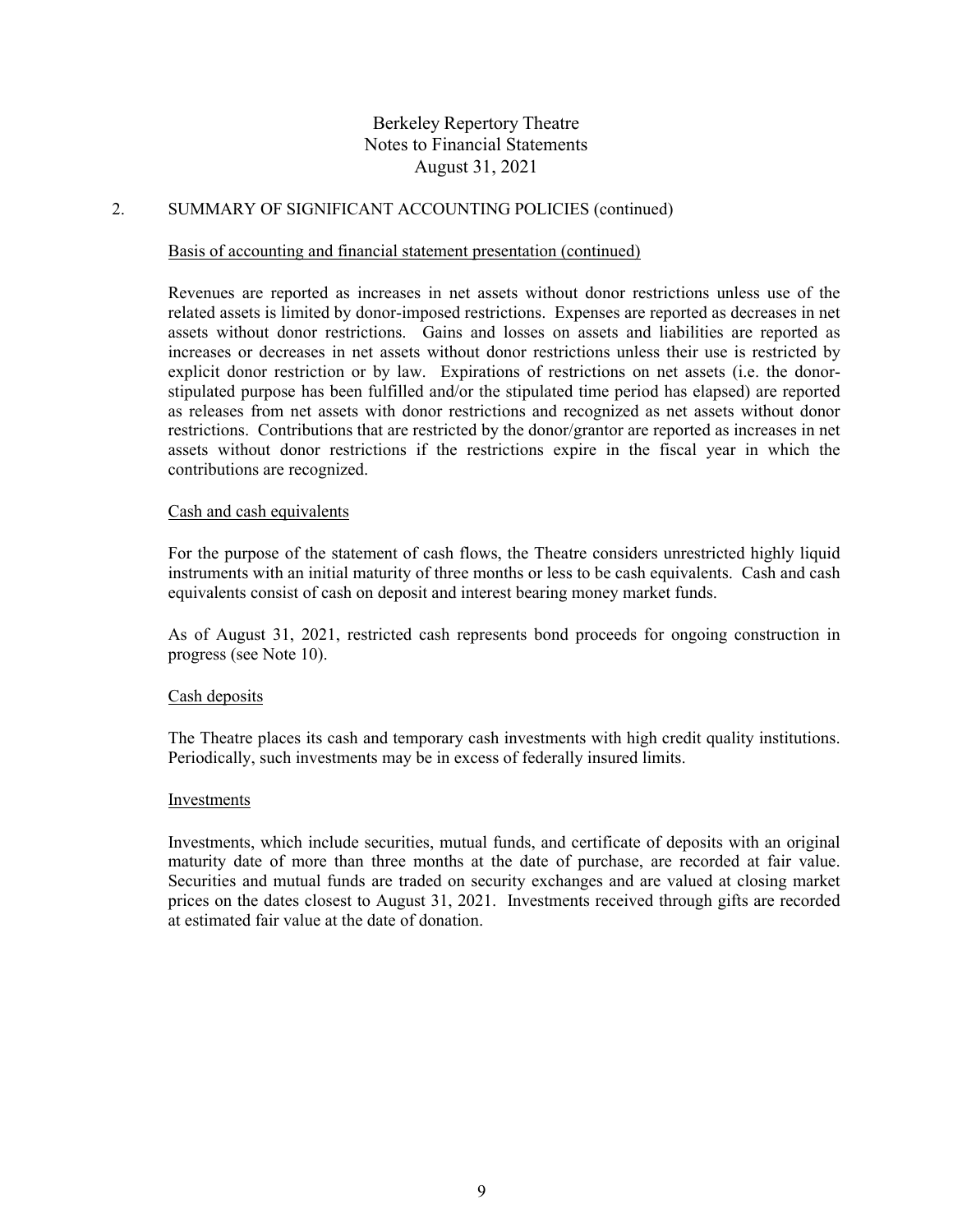## 2. SUMMARY OF SIGNIFICANT ACCOUNTING POLICIES (continued)

### Basis of accounting and financial statement presentation (continued)

Revenues are reported as increases in net assets without donor restrictions unless use of the related assets is limited by donor-imposed restrictions. Expenses are reported as decreases in net assets without donor restrictions. Gains and losses on assets and liabilities are reported as increases or decreases in net assets without donor restrictions unless their use is restricted by explicit donor restriction or by law. Expirations of restrictions on net assets (i.e. the donor-stipulated purpose has been fulfilled and/or the stipulated time period has elapsed) are reported as releases from net assets with donor restrictions and recognized as net assets without donor restrictions. Contributions that are restricted by the donor/grantor are reported as increases in net assets without donor restrictions if the restrictions expire in the fiscal year in which the contributions are recognized.

### Cash and cash equivalents

For the purpose of the statement of cash flows, the Theatre considers unrestricted highly liquid instruments with an initial maturity of three months or less to be cash equivalents. Cash and cash equivalents consist of cash on deposit and interest bearing money market funds.

As of August 31, 2021, restricted cash represents bond proceeds for ongoing construction in progress (see Note 10).

### Cash deposits

The Theatre places its cash and temporary cash investments with high credit quality institutions. Periodically, such investments may be in excess of federally insured limits.

### Investments

Investments, which include securities, mutual funds, and certificate of deposits with an original maturity date of more than three months at the date of purchase, are recorded at fair value. Securities and mutual funds are traded on security exchanges and are valued at closing market prices on the dates closest to August 31, 2021. Investments received through gifts are recorded at estimated fair value at the date of donation.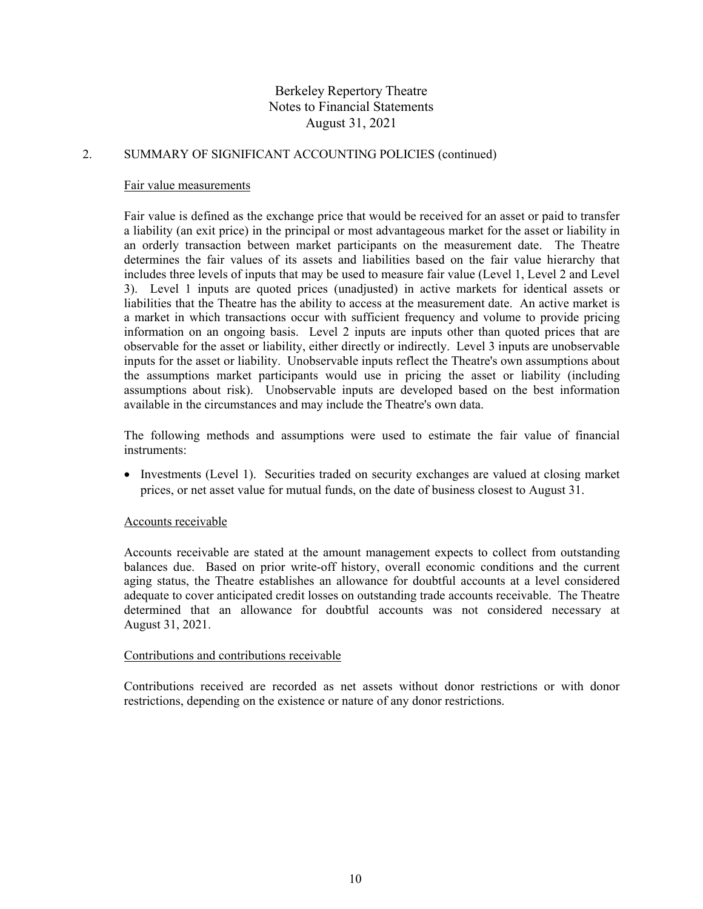## 2. SUMMARY OF SIGNIFICANT ACCOUNTING POLICIES (continued)

### Fair value measurements

Fair value is defined as the exchange price that would be received for an asset or paid to transfer a liability (an exit price) in the principal or most advantageous market for the asset or liability in an orderly transaction between market participants on the measurement date. The Theatre determines the fair values of its assets and liabilities based on the fair value hierarchy that includes three levels of inputs that may be used to measure fair value (Level 1, Level 2 and Level 3). Level 1 inputs are quoted prices (unadjusted) in active markets for identical assets or liabilities that the Theatre has the ability to access at the measurement date. An active market is a market in which transactions occur with sufficient frequency and volume to provide pricing information on an ongoing basis. Level 2 inputs are inputs other than quoted prices that are observable for the asset or liability, either directly or indirectly. Level 3 inputs are unobservable inputs for the asset or liability. Unobservable inputs reflect the Theatre's own assumptions about the assumptions market participants would use in pricing the asset or liability (including assumptions about risk). Unobservable inputs are developed based on the best information available in the circumstances and may include the Theatre's own data.

The following methods and assumptions were used to estimate the fair value of financial instruments:

- Investments (Level 1). Securities traded on security exchanges are valued at closing market prices, or net asset value for mutual funds, on the date of business closest to August 31.

### Accounts receivable

Accounts receivable are stated at the amount management expects to collect from outstanding balances due. Based on prior write-off history, overall economic conditions and the current aging status, the Theatre establishes an allowance for doubtful accounts at a level considered adequate to cover anticipated credit losses on outstanding trade accounts receivable. The Theatre determined that an allowance for doubtful accounts was not considered necessary at August 31, 2021.

### Contributions and contributions receivable

Contributions received are recorded as net assets without donor restrictions or with donor restrictions, depending on the existence or nature of any donor restrictions.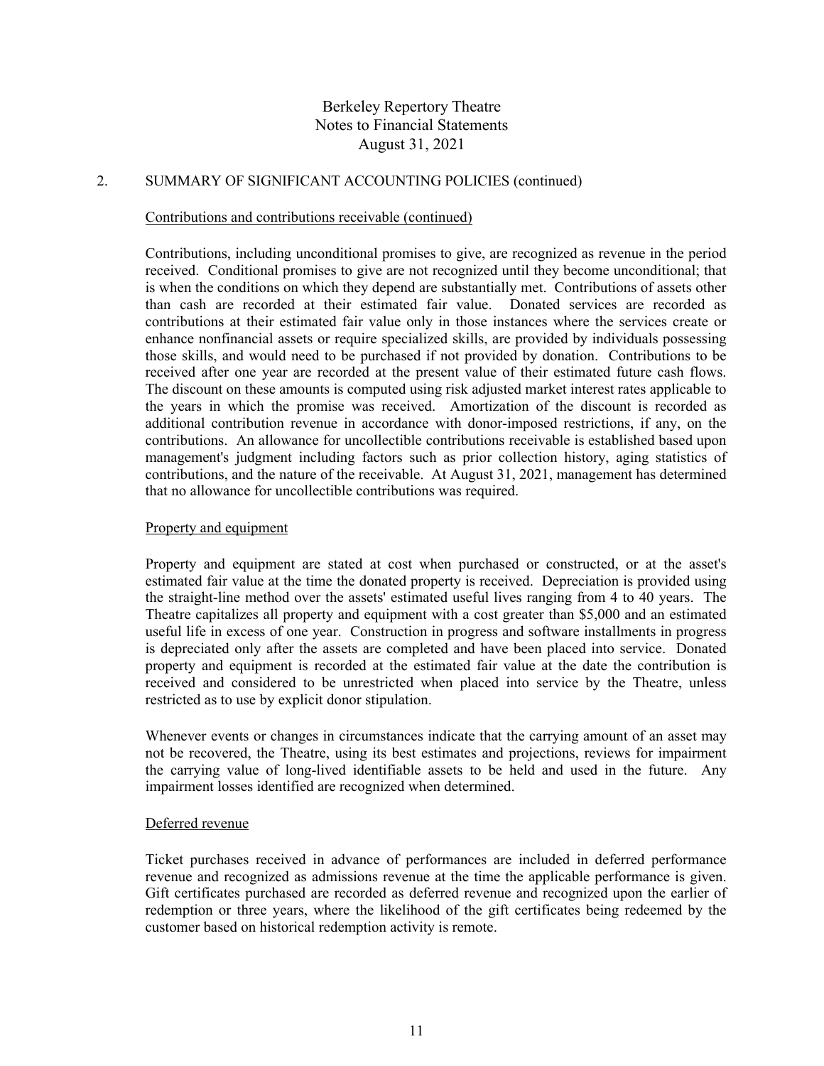Berkeley Repertory Theatre
Notes to Financial Statements
August 31, 2021

## 2. SUMMARY OF SIGNIFICANT ACCOUNTING POLICIES (continued)

### Contributions and contributions receivable (continued)

Contributions, including unconditional promises to give, are recognized as revenue in the period received. Conditional promises to give are not recognized until they become unconditional; that is when the conditions on which they depend are substantially met. Contributions of assets other than cash are recorded at their estimated fair value. Donated services are recorded as contributions at their estimated fair value only in those instances where the services create or enhance nonfinancial assets or require specialized skills, are provided by individuals possessing those skills, and would need to be purchased if not provided by donation. Contributions to be received after one year are recorded at the present value of their estimated future cash flows. The discount on these amounts is computed using risk adjusted market interest rates applicable to the years in which the promise was received. Amortization of the discount is recorded as additional contribution revenue in accordance with donor-imposed restrictions, if any, on the contributions. An allowance for uncollectible contributions receivable is established based upon management's judgment including factors such as prior collection history, aging statistics of contributions, and the nature of the receivable. At August 31, 2021, management has determined that no allowance for uncollectible contributions was required.

### Property and equipment

Property and equipment are stated at cost when purchased or constructed, or at the asset's estimated fair value at the time the donated property is received. Depreciation is provided using the straight-line method over the assets' estimated useful lives ranging from 4 to 40 years. The Theatre capitalizes all property and equipment with a cost greater than $5,000 and an estimated useful life in excess of one year. Construction in progress and software installments in progress is depreciated only after the assets are completed and have been placed into service. Donated property and equipment is recorded at the estimated fair value at the date the contribution is received and considered to be unrestricted when placed into service by the Theatre, unless restricted as to use by explicit donor stipulation.

Whenever events or changes in circumstances indicate that the carrying amount of an asset may not be recovered, the Theatre, using its best estimates and projections, reviews for impairment the carrying value of long-lived identifiable assets to be held and used in the future. Any impairment losses identified are recognized when determined.

### Deferred revenue

Ticket purchases received in advance of performances are included in deferred performance revenue and recognized as admissions revenue at the time the applicable performance is given. Gift certificates purchased are recorded as deferred revenue and recognized upon the earlier of redemption or three years, where the likelihood of the gift certificates being redeemed by the customer based on historical redemption activity is remote.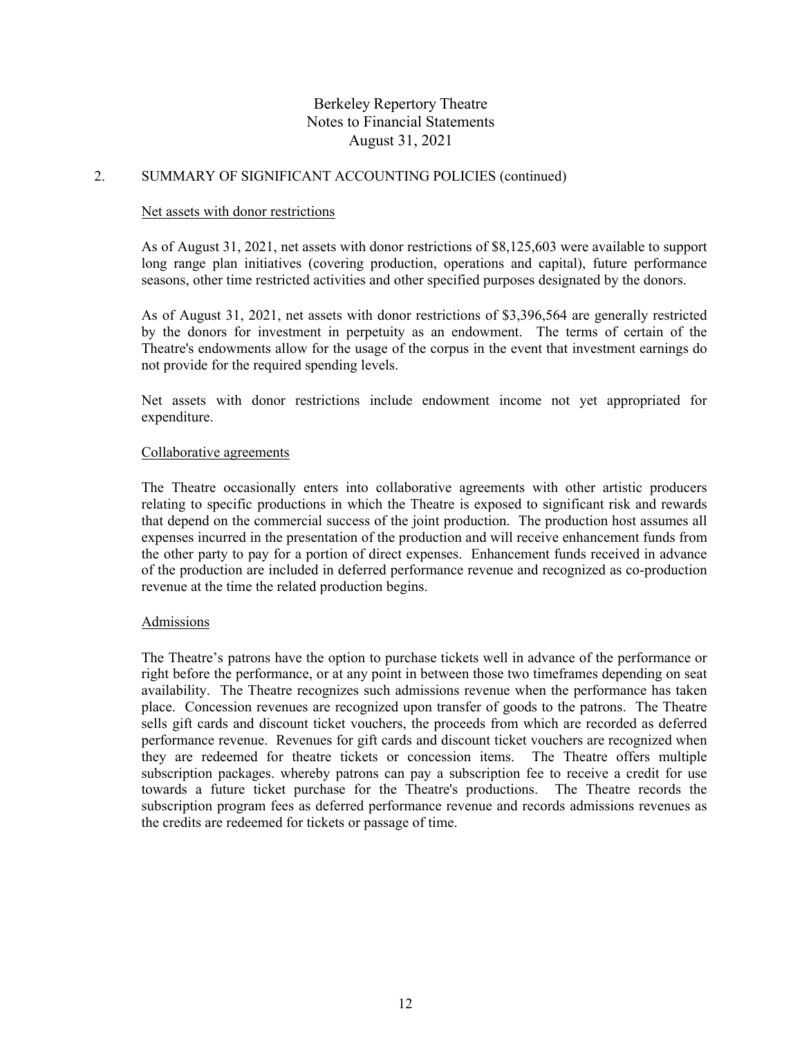## 2. SUMMARY OF SIGNIFICANT ACCOUNTING POLICIES (continued)

### Net assets with donor restrictions

As of August 31, 2021, net assets with donor restrictions of $8,125,603 were available to support long range plan initiatives (covering production, operations and capital), future performance seasons, other time restricted activities and other specified purposes designated by the donors.

As of August 31, 2021, net assets with donor restrictions of $3,396,564 are generally restricted by the donors for investment in perpetuity as an endowment. The terms of certain of the Theatre's endowments allow for the usage of the corpus in the event that investment earnings do not provide for the required spending levels.

Net assets with donor restrictions include endowment income not yet appropriated for expenditure.

### Collaborative agreements

The Theatre occasionally enters into collaborative agreements with other artistic producers relating to specific productions in which the Theatre is exposed to significant risk and rewards that depend on the commercial success of the joint production. The production host assumes all expenses incurred in the presentation of the production and will receive enhancement funds from the other party to pay for a portion of direct expenses. Enhancement funds received in advance of the production are included in deferred performance revenue and recognized as co-production revenue at the time the related production begins.

### Admissions

The Theatre's patrons have the option to purchase tickets well in advance of the performance or right before the performance, or at any point in between those two timeframes depending on seat availability. The Theatre recognizes such admissions revenue when the performance has taken place. Concession revenues are recognized upon transfer of goods to the patrons. The Theatre sells gift cards and discount ticket vouchers, the proceeds from which are recorded as deferred performance revenue. Revenues for gift cards and discount ticket vouchers are recognized when they are redeemed for theatre tickets or concession items. The Theatre offers multiple subscription packages. whereby patrons can pay a subscription fee to receive a credit for use towards a future ticket purchase for the Theatre's productions. The Theatre records the subscription program fees as deferred performance revenue and records admissions revenues as the credits are redeemed for tickets or passage of time.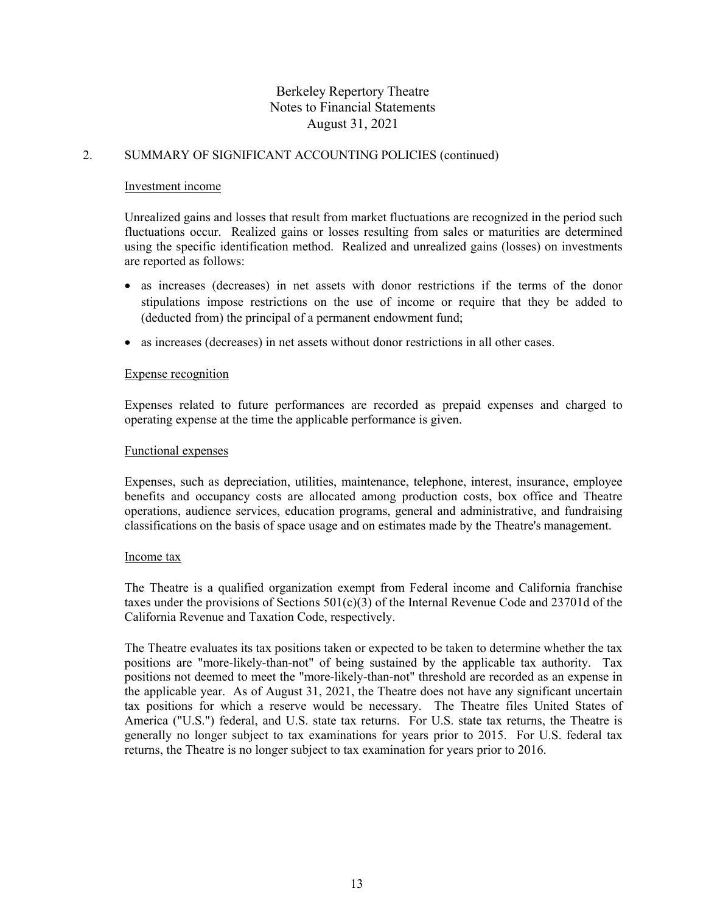## 2. SUMMARY OF SIGNIFICANT ACCOUNTING POLICIES (continued)

### Investment income

Unrealized gains and losses that result from market fluctuations are recognized in the period such fluctuations occur. Realized gains or losses resulting from sales or maturities are determined using the specific identification method. Realized and unrealized gains (losses) on investments are reported as follows:

- as increases (decreases) in net assets with donor restrictions if the terms of the donor stipulations impose restrictions on the use of income or require that they be added to (deducted from) the principal of a permanent endowment fund;
- as increases (decreases) in net assets without donor restrictions in all other cases.

### Expense recognition

Expenses related to future performances are recorded as prepaid expenses and charged to operating expense at the time the applicable performance is given.

### Functional expenses

Expenses, such as depreciation, utilities, maintenance, telephone, interest, insurance, employee benefits and occupancy costs are allocated among production costs, box office and Theatre operations, audience services, education programs, general and administrative, and fundraising classifications on the basis of space usage and on estimates made by the Theatre's management.

### Income tax

The Theatre is a qualified organization exempt from Federal income and California franchise taxes under the provisions of Sections 501(c)(3) of the Internal Revenue Code and 23701d of the California Revenue and Taxation Code, respectively.

The Theatre evaluates its tax positions taken or expected to be taken to determine whether the tax positions are "more-likely-than-not" of being sustained by the applicable tax authority. Tax positions not deemed to meet the "more-likely-than-not" threshold are recorded as an expense in the applicable year. As of August 31, 2021, the Theatre does not have any significant uncertain tax positions for which a reserve would be necessary. The Theatre files United States of America ("U.S.") federal, and U.S. state tax returns. For U.S. state tax returns, the Theatre is generally no longer subject to tax examinations for years prior to 2015. For U.S. federal tax returns, the Theatre is no longer subject to tax examination for years prior to 2016.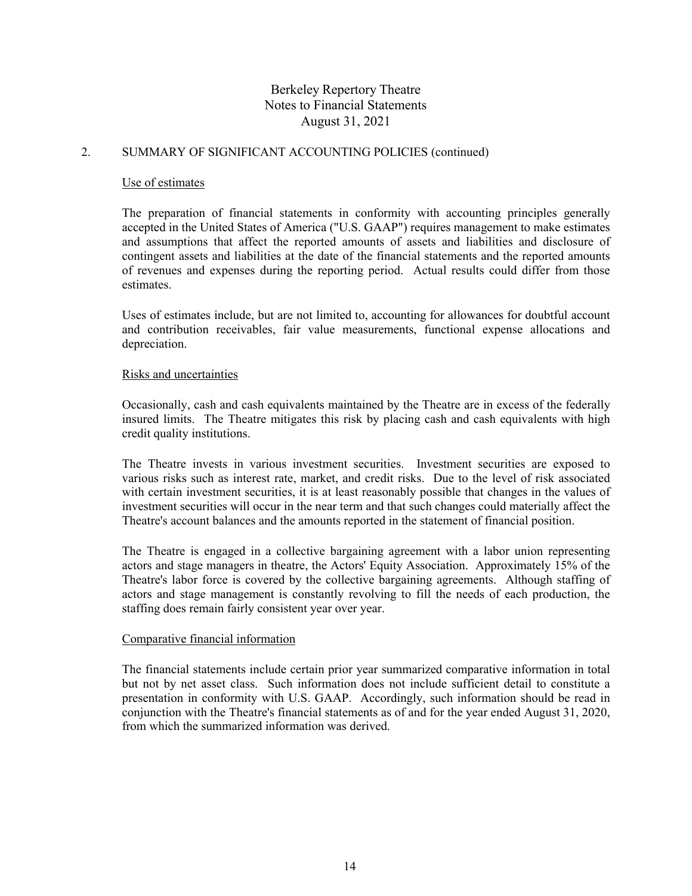## 2. SUMMARY OF SIGNIFICANT ACCOUNTING POLICIES (continued)

### Use of estimates

The preparation of financial statements in conformity with accounting principles generally accepted in the United States of America ("U.S. GAAP") requires management to make estimates and assumptions that affect the reported amounts of assets and liabilities and disclosure of contingent assets and liabilities at the date of the financial statements and the reported amounts of revenues and expenses during the reporting period. Actual results could differ from those estimates.

Uses of estimates include, but are not limited to, accounting for allowances for doubtful account and contribution receivables, fair value measurements, functional expense allocations and depreciation.

### Risks and uncertainties

Occasionally, cash and cash equivalents maintained by the Theatre are in excess of the federally insured limits. The Theatre mitigates this risk by placing cash and cash equivalents with high credit quality institutions.

The Theatre invests in various investment securities. Investment securities are exposed to various risks such as interest rate, market, and credit risks. Due to the level of risk associated with certain investment securities, it is at least reasonably possible that changes in the values of investment securities will occur in the near term and that such changes could materially affect the Theatre's account balances and the amounts reported in the statement of financial position.

The Theatre is engaged in a collective bargaining agreement with a labor union representing actors and stage managers in theatre, the Actors' Equity Association. Approximately 15% of the Theatre's labor force is covered by the collective bargaining agreements. Although staffing of actors and stage management is constantly revolving to fill the needs of each production, the staffing does remain fairly consistent year over year.

### Comparative financial information

The financial statements include certain prior year summarized comparative information in total but not by net asset class. Such information does not include sufficient detail to constitute a presentation in conformity with U.S. GAAP. Accordingly, such information should be read in conjunction with the Theatre's financial statements as of and for the year ended August 31, 2020, from which the summarized information was derived.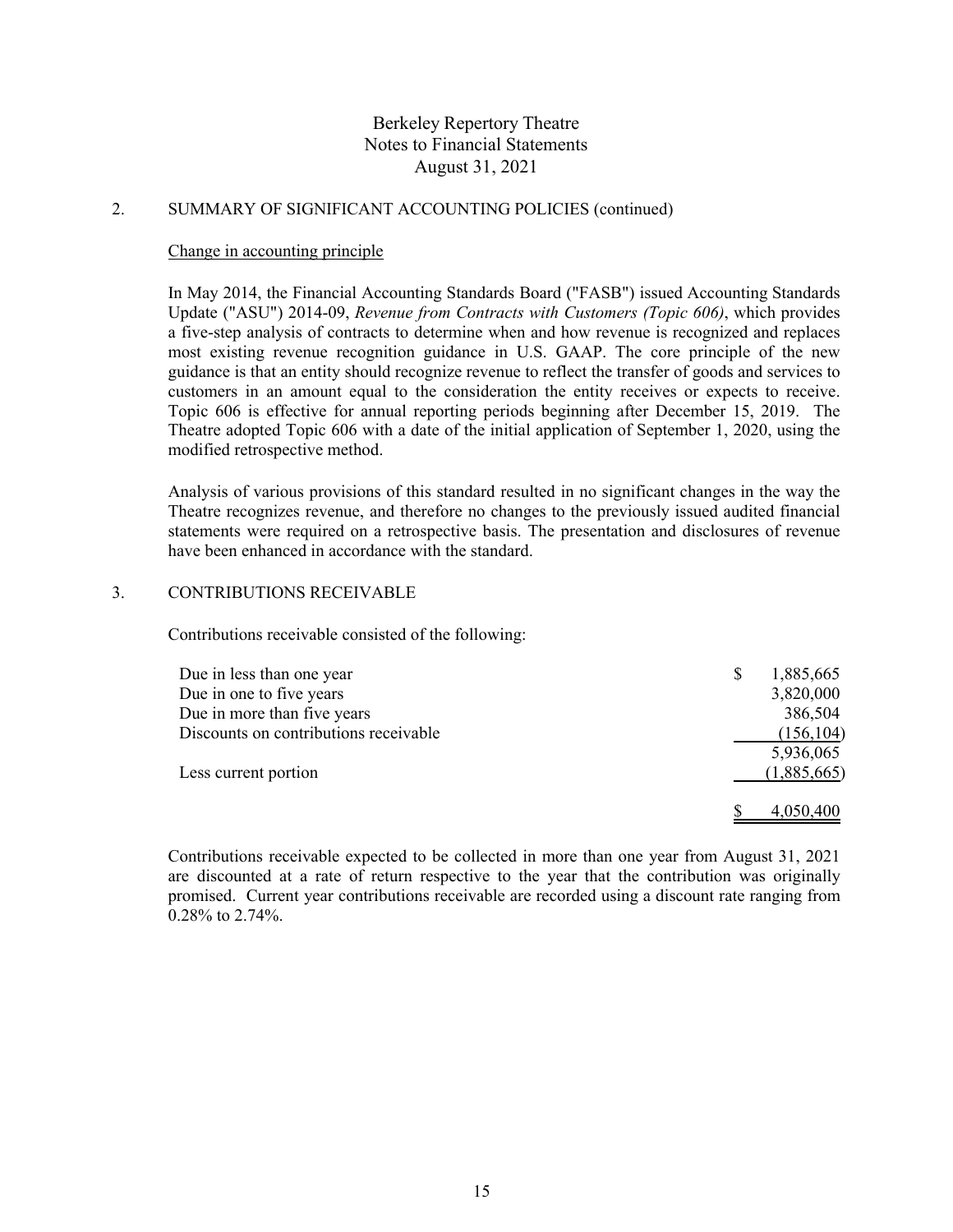## 2. SUMMARY OF SIGNIFICANT ACCOUNTING POLICIES (continued)

Change in accounting principle

In May 2014, the Financial Accounting Standards Board ("FASB") issued Accounting Standards Update ("ASU") 2014-09, *Revenue from Contracts with Customers (Topic 606)*, which provides a five-step analysis of contracts to determine when and how revenue is recognized and replaces most existing revenue recognition guidance in U.S. GAAP. The core principle of the new guidance is that an entity should recognize revenue to reflect the transfer of goods and services to customers in an amount equal to the consideration the entity receives or expects to receive. Topic 606 is effective for annual reporting periods beginning after December 15, 2019. The Theatre adopted Topic 606 with a date of the initial application of September 1, 2020, using the modified retrospective method.

Analysis of various provisions of this standard resulted in no significant changes in the way the Theatre recognizes revenue, and therefore no changes to the previously issued audited financial statements were required on a retrospective basis. The presentation and disclosures of revenue have been enhanced in accordance with the standard.

## 3. CONTRIBUTIONS RECEIVABLE

Contributions receivable consisted of the following:

| | |
|---|---|
| Due in less than one year | $ 1,885,665 |
| Due in one to five years | 3,820,000 |
| Due in more than five years | 386,504 |
| Discounts on contributions receivable | (156,104) |
| | 5,936,065 |
| Less current portion | (1,885,665) |
| | $ 4,050,400 |

Contributions receivable expected to be collected in more than one year from August 31, 2021 are discounted at a rate of return respective to the year that the contribution was originally promised. Current year contributions receivable are recorded using a discount rate ranging from 0.28% to 2.74%.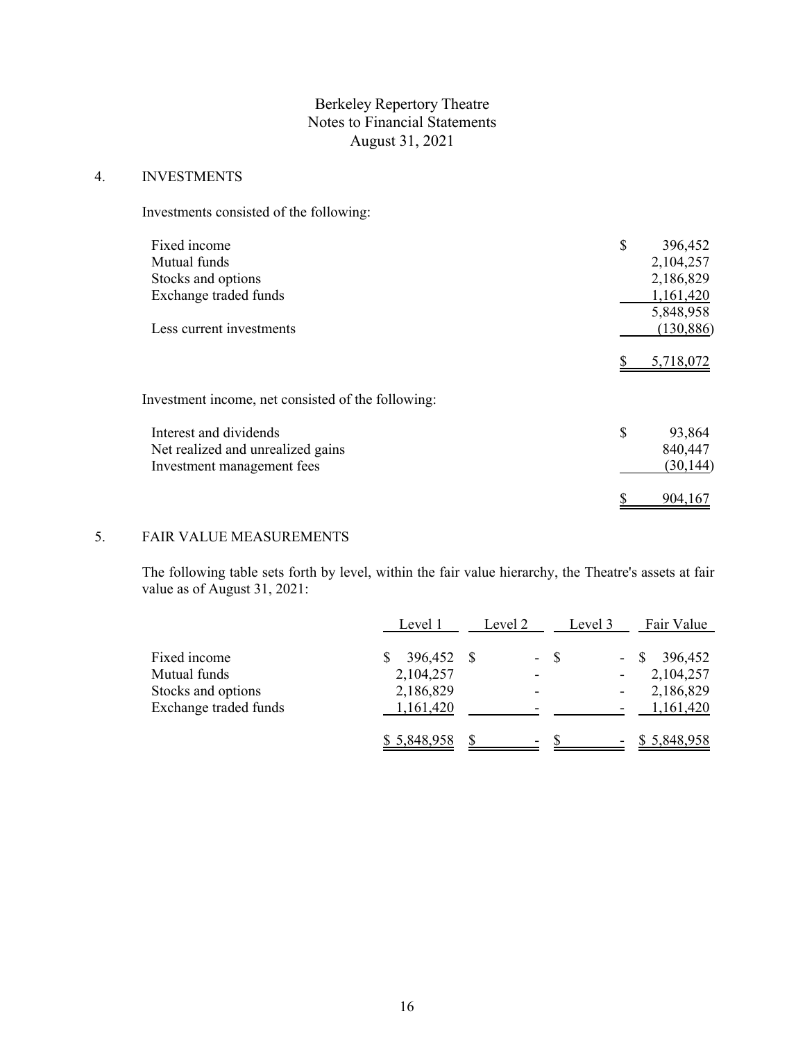# Berkeley Repertory Theatre
## Notes to Financial Statements
### August 31, 2021

## 4. INVESTMENTS

Investments consisted of the following:

| | |
|---|---|
| Fixed income | $ 396,452 |
| Mutual funds | 2,104,257 |
| Stocks and options | 2,186,829 |
| Exchange traded funds | 1,161,420 |
| | 5,848,958 |
| Less current investments | (130,886) |
| | $ 5,718,072 |

Investment income, net consisted of the following:

| | |
|---|---|
| Interest and dividends | $ 93,864 |
| Net realized and unrealized gains | 840,447 |
| Investment management fees | (30,144) |
| | $ 904,167 |

## 5. FAIR VALUE MEASUREMENTS

The following table sets forth by level, within the fair value hierarchy, the Theatre's assets at fair value as of August 31, 2021:

| | Level 1 | Level 2 | Level 3 | Fair Value |
|---|---|---|---|---|
| Fixed income | $ 396,452 | $ - | $ - | $ 396,452 |
| Mutual funds | 2,104,257 | - | - | 2,104,257 |
| Stocks and options | 2,186,829 | - | - | 2,186,829 |
| Exchange traded funds | 1,161,420 | - | - | 1,161,420 |
| | $ 5,848,958 | $ - | $ - | $ 5,848,958 |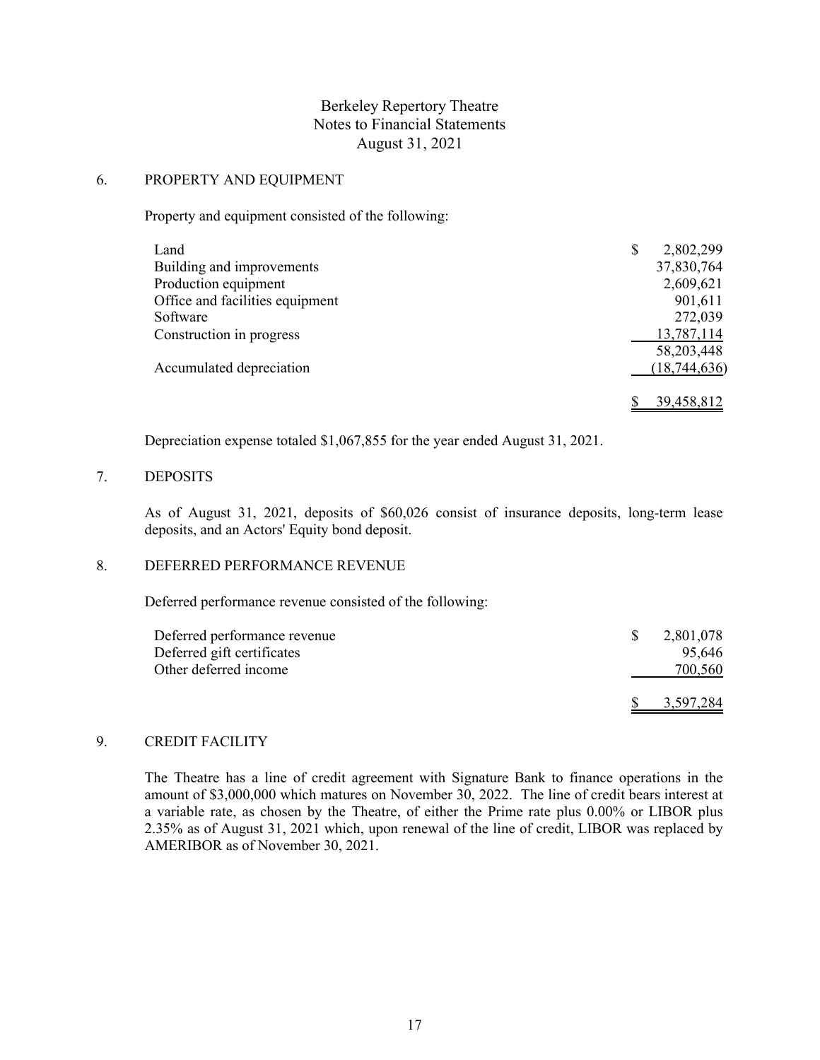Berkeley Repertory Theatre
Notes to Financial Statements
August 31, 2021

## 6. PROPERTY AND EQUIPMENT

Property and equipment consisted of the following:

| | |
|---|---|
| Land | $ 2,802,299 |
| Building and improvements | 37,830,764 |
| Production equipment | 2,609,621 |
| Office and facilities equipment | 901,611 |
| Software | 272,039 |
| Construction in progress | 13,787,114 |
| | 58,203,448 |
| Accumulated depreciation | (18,744,636) |
| | $ 39,458,812 |

Depreciation expense totaled $1,067,855 for the year ended August 31, 2021.

## 7. DEPOSITS

As of August 31, 2021, deposits of $60,026 consist of insurance deposits, long-term lease deposits, and an Actors' Equity bond deposit.

## 8. DEFERRED PERFORMANCE REVENUE

Deferred performance revenue consisted of the following:

| | |
|---|---|
| Deferred performance revenue | $ 2,801,078 |
| Deferred gift certificates | 95,646 |
| Other deferred income | 700,560 |
| | $ 3,597,284 |

## 9. CREDIT FACILITY

The Theatre has a line of credit agreement with Signature Bank to finance operations in the amount of $3,000,000 which matures on November 30, 2022. The line of credit bears interest at a variable rate, as chosen by the Theatre, of either the Prime rate plus 0.00% or LIBOR plus 2.35% as of August 31, 2021 which, upon renewal of the line of credit, LIBOR was replaced by AMERIBOR as of November 30, 2021.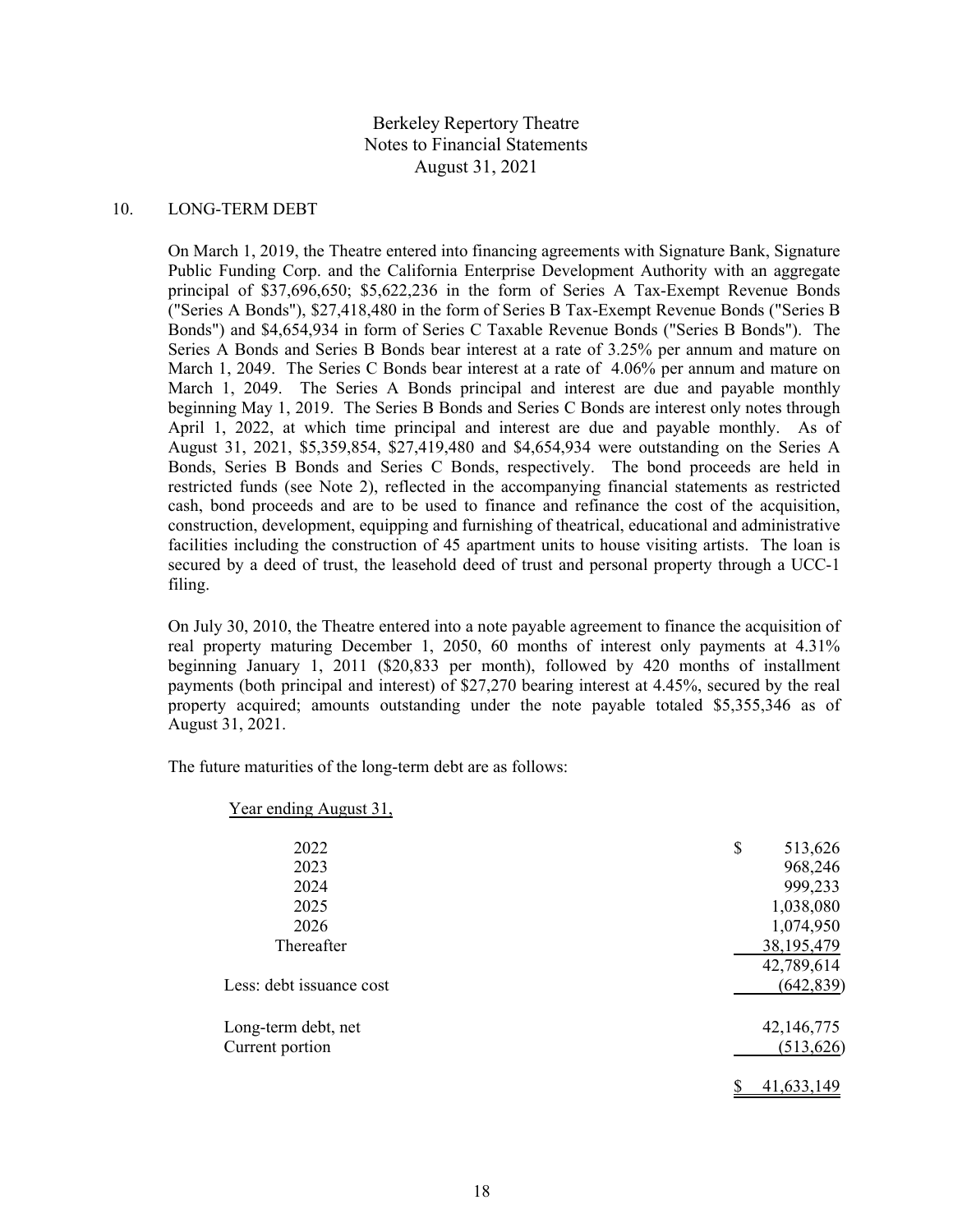Berkeley Repertory Theatre
Notes to Financial Statements
August 31, 2021

## 10. LONG-TERM DEBT

On March 1, 2019, the Theatre entered into financing agreements with Signature Bank, Signature Public Funding Corp. and the California Enterprise Development Authority with an aggregate principal of $37,696,650; $5,622,236 in the form of Series A Tax-Exempt Revenue Bonds ("Series A Bonds"), $27,418,480 in the form of Series B Tax-Exempt Revenue Bonds ("Series B Bonds") and $4,654,934 in form of Series C Taxable Revenue Bonds ("Series B Bonds"). The Series A Bonds and Series B Bonds bear interest at a rate of 3.25% per annum and mature on March 1, 2049. The Series C Bonds bear interest at a rate of 4.06% per annum and mature on March 1, 2049. The Series A Bonds principal and interest are due and payable monthly beginning May 1, 2019. The Series B Bonds and Series C Bonds are interest only notes through April 1, 2022, at which time principal and interest are due and payable monthly. As of August 31, 2021, $5,359,854, $27,419,480 and $4,654,934 were outstanding on the Series A Bonds, Series B Bonds and Series C Bonds, respectively. The bond proceeds are held in restricted funds (see Note 2), reflected in the accompanying financial statements as restricted cash, bond proceeds and are to be used to finance and refinance the cost of the acquisition, construction, development, equipping and furnishing of theatrical, educational and administrative facilities including the construction of 45 apartment units to house visiting artists. The loan is secured by a deed of trust, the leasehold deed of trust and personal property through a UCC-1 filing.

On July 30, 2010, the Theatre entered into a note payable agreement to finance the acquisition of real property maturing December 1, 2050, 60 months of interest only payments at 4.31% beginning January 1, 2011 ($20,833 per month), followed by 420 months of installment payments (both principal and interest) of $27,270 bearing interest at 4.45%, secured by the real property acquired; amounts outstanding under the note payable totaled $5,355,346 as of August 31, 2021.

The future maturities of the long-term debt are as follows:

| Year ending August 31, | |
|---|---|
| 2022 | $ 513,626 |
| 2023 | 968,246 |
| 2024 | 999,233 |
| 2025 | 1,038,080 |
| 2026 | 1,074,950 |
| Thereafter | 38,195,479 |
| | 42,789,614 |
| Less: debt issuance cost | (642,839) |
| Long-term debt, net | 42,146,775 |
| Current portion | (513,626) |
| | $ 41,633,149 |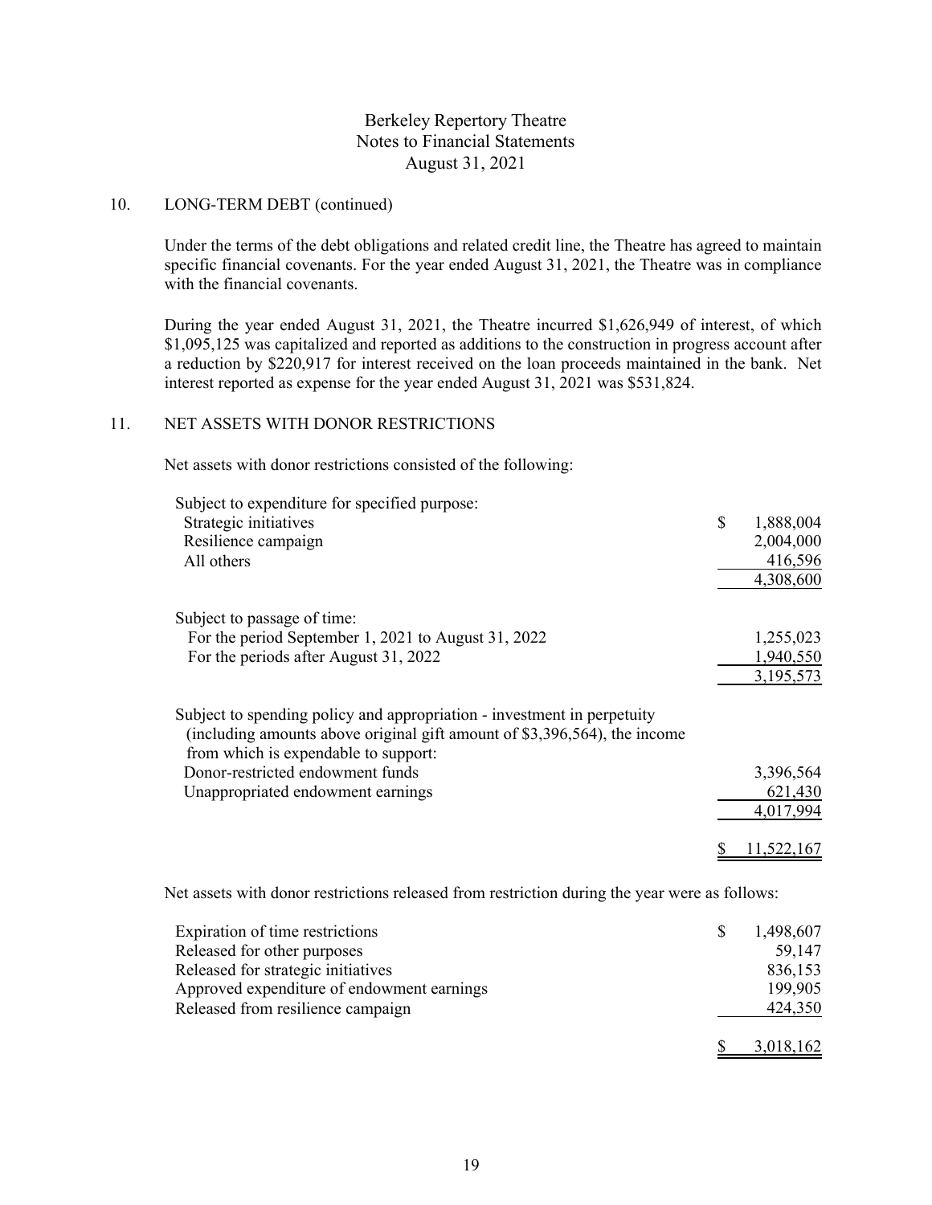## 10. LONG-TERM DEBT (continued)

Under the terms of the debt obligations and related credit line, the Theatre has agreed to maintain specific financial covenants. For the year ended August 31, 2021, the Theatre was in compliance with the financial covenants.

During the year ended August 31, 2021, the Theatre incurred $1,626,949 of interest, of which $1,095,125 was capitalized and reported as additions to the construction in progress account after a reduction by $220,917 for interest received on the loan proceeds maintained in the bank. Net interest reported as expense for the year ended August 31, 2021 was $531,824.

## 11. NET ASSETS WITH DONOR RESTRICTIONS

Net assets with donor restrictions consisted of the following:

| | |
|---|---|
| Subject to expenditure for specified purpose: | |
| Strategic initiatives | $ 1,888,004 |
| Resilience campaign | 2,004,000 |
| All others | 416,596 |
| | 4,308,600 |
| Subject to passage of time: | |
| For the period September 1, 2021 to August 31, 2022 | 1,255,023 |
| For the periods after August 31, 2022 | 1,940,550 |
| | 3,195,573 |
| Subject to spending policy and appropriation - investment in perpetuity (including amounts above original gift amount of $3,396,564), the income from which is expendable to support: | |
| Donor-restricted endowment funds | 3,396,564 |
| Unappropriated endowment earnings | 621,430 |
| | 4,017,994 |
| | $ 11,522,167 |

Net assets with donor restrictions released from restriction during the year were as follows:

| | |
|---|---|
| Expiration of time restrictions | $ 1,498,607 |
| Released for other purposes | 59,147 |
| Released for strategic initiatives | 836,153 |
| Approved expenditure of endowment earnings | 199,905 |
| Released from resilience campaign | 424,350 |
| | $ 3,018,162 |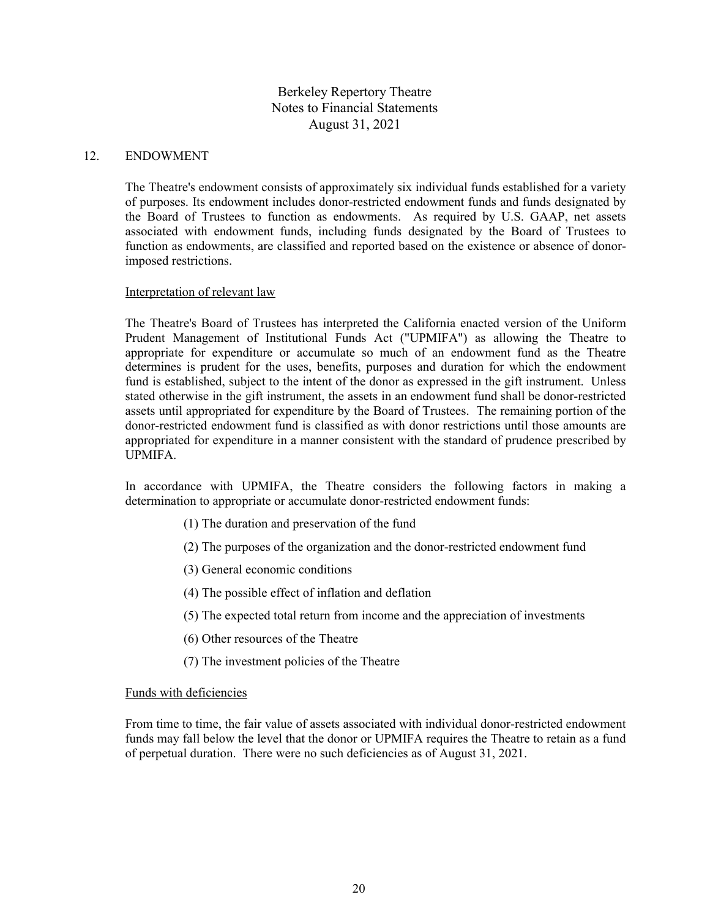## 12. ENDOWMENT

The Theatre's endowment consists of approximately six individual funds established for a variety of purposes. Its endowment includes donor-restricted endowment funds and funds designated by the Board of Trustees to function as endowments. As required by U.S. GAAP, net assets associated with endowment funds, including funds designated by the Board of Trustees to function as endowments, are classified and reported based on the existence or absence of donor-imposed restrictions.

### Interpretation of relevant law

The Theatre's Board of Trustees has interpreted the California enacted version of the Uniform Prudent Management of Institutional Funds Act ("UPMIFA") as allowing the Theatre to appropriate for expenditure or accumulate so much of an endowment fund as the Theatre determines is prudent for the uses, benefits, purposes and duration for which the endowment fund is established, subject to the intent of the donor as expressed in the gift instrument. Unless stated otherwise in the gift instrument, the assets in an endowment fund shall be donor-restricted assets until appropriated for expenditure by the Board of Trustees. The remaining portion of the donor-restricted endowment fund is classified as with donor restrictions until those amounts are appropriated for expenditure in a manner consistent with the standard of prudence prescribed by UPMIFA.

In accordance with UPMIFA, the Theatre considers the following factors in making a determination to appropriate or accumulate donor-restricted endowment funds:

(1) The duration and preservation of the fund

(2) The purposes of the organization and the donor-restricted endowment fund

(3) General economic conditions

(4) The possible effect of inflation and deflation

(5) The expected total return from income and the appreciation of investments

(6) Other resources of the Theatre

(7) The investment policies of the Theatre

### Funds with deficiencies

From time to time, the fair value of assets associated with individual donor-restricted endowment funds may fall below the level that the donor or UPMIFA requires the Theatre to retain as a fund of perpetual duration. There were no such deficiencies as of August 31, 2021.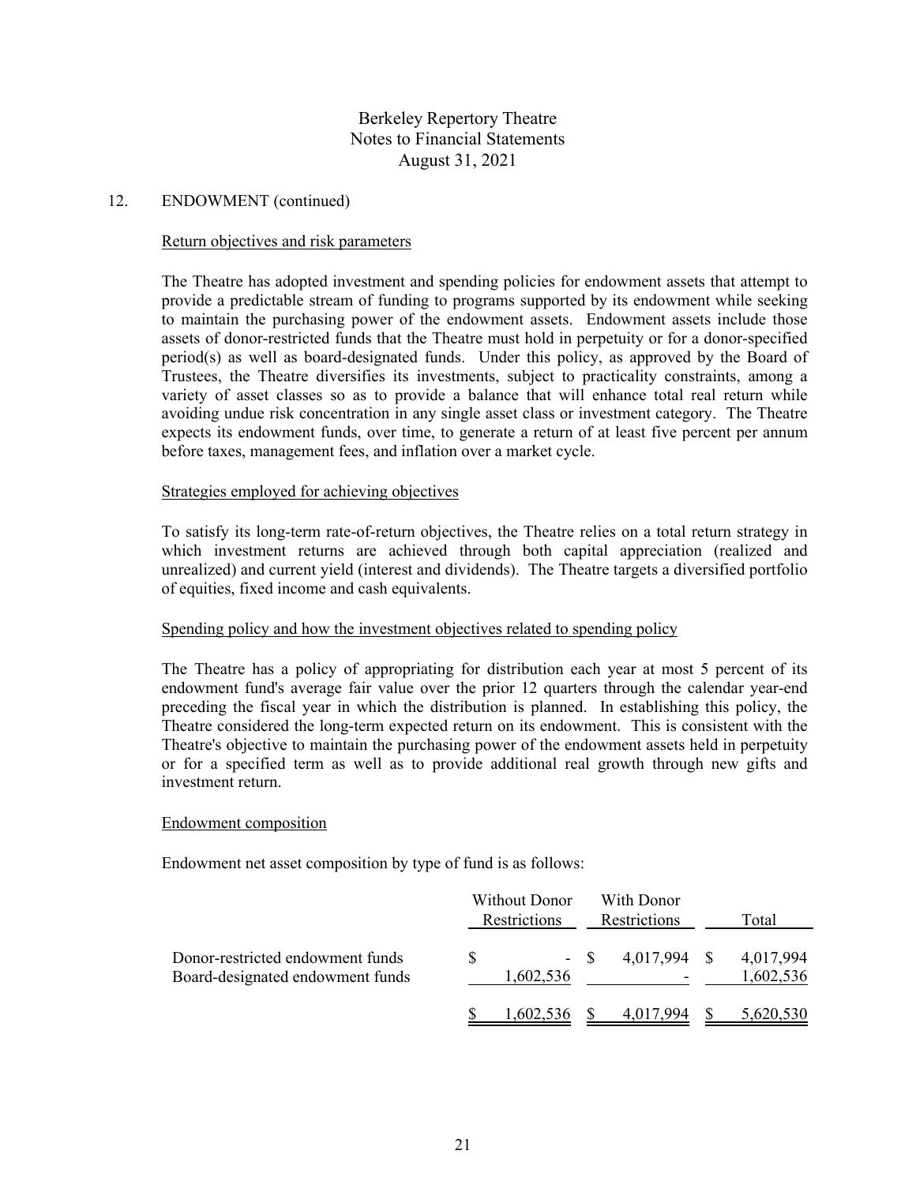## 12. ENDOWMENT (continued)

### Return objectives and risk parameters

The Theatre has adopted investment and spending policies for endowment assets that attempt to provide a predictable stream of funding to programs supported by its endowment while seeking to maintain the purchasing power of the endowment assets. Endowment assets include those assets of donor-restricted funds that the Theatre must hold in perpetuity or for a donor-specified period(s) as well as board-designated funds. Under this policy, as approved by the Board of Trustees, the Theatre diversifies its investments, subject to practicality constraints, among a variety of asset classes so as to provide a balance that will enhance total real return while avoiding undue risk concentration in any single asset class or investment category. The Theatre expects its endowment funds, over time, to generate a return of at least five percent per annum before taxes, management fees, and inflation over a market cycle.

### Strategies employed for achieving objectives

To satisfy its long-term rate-of-return objectives, the Theatre relies on a total return strategy in which investment returns are achieved through both capital appreciation (realized and unrealized) and current yield (interest and dividends). The Theatre targets a diversified portfolio of equities, fixed income and cash equivalents.

### Spending policy and how the investment objectives related to spending policy

The Theatre has a policy of appropriating for distribution each year at most 5 percent of its endowment fund's average fair value over the prior 12 quarters through the calendar year-end preceding the fiscal year in which the distribution is planned. In establishing this policy, the Theatre considered the long-term expected return on its endowment. This is consistent with the Theatre's objective to maintain the purchasing power of the endowment assets held in perpetuity or for a specified term as well as to provide additional real growth through new gifts and investment return.

### Endowment composition

Endowment net asset composition by type of fund is as follows:

| | Without Donor Restrictions | With Donor Restrictions | Total |
|---|---|---|---|
| Donor-restricted endowment funds | $ - | $ 4,017,994 | $ 4,017,994 |
| Board-designated endowment funds | 1,602,536 | - | 1,602,536 |
| | $ 1,602,536 | $ 4,017,994 | $ 5,620,530 |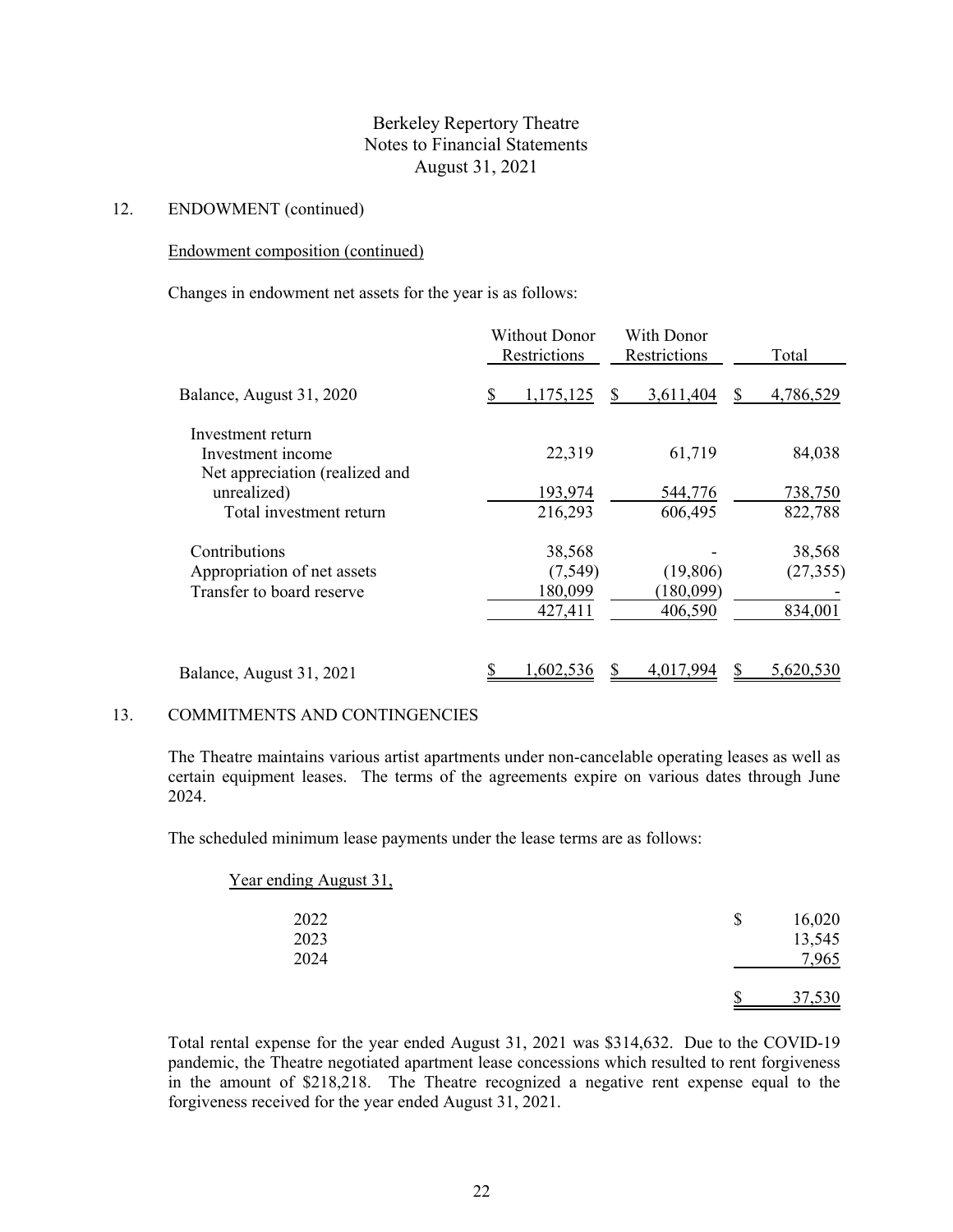## 12. ENDOWMENT (continued)

### Endowment composition (continued)

Changes in endowment net assets for the year is as follows:

| | Without Donor Restrictions | With Donor Restrictions | Total |
|---|---|---|---|
| Balance, August 31, 2020 | $ 1,175,125 | $ 3,611,404 | $ 4,786,529 |
| Investment return | | | |
| Investment income | 22,319 | 61,719 | 84,038 |
| Net appreciation (realized and unrealized) | 193,974 | 544,776 | 738,750 |
| Total investment return | 216,293 | 606,495 | 822,788 |
| Contributions | 38,568 | - | 38,568 |
| Appropriation of net assets | (7,549) | (19,806) | (27,355) |
| Transfer to board reserve | 180,099 | (180,099) | - |
| | 427,411 | 406,590 | 834,001 |
| Balance, August 31, 2021 | $ 1,602,536 | $ 4,017,994 | $ 5,620,530 |

## 13. COMMITMENTS AND CONTINGENCIES

The Theatre maintains various artist apartments under non-cancelable operating leases as well as certain equipment leases. The terms of the agreements expire on various dates through June 2024.

The scheduled minimum lease payments under the lease terms are as follows:

| Year ending August 31, | |
|---|---|
| 2022 | $ 16,020 |
| 2023 | 13,545 |
| 2024 | 7,965 |
| | $ 37,530 |

Total rental expense for the year ended August 31, 2021 was $314,632. Due to the COVID-19 pandemic, the Theatre negotiated apartment lease concessions which resulted to rent forgiveness in the amount of $218,218. The Theatre recognized a negative rent expense equal to the forgiveness received for the year ended August 31, 2021.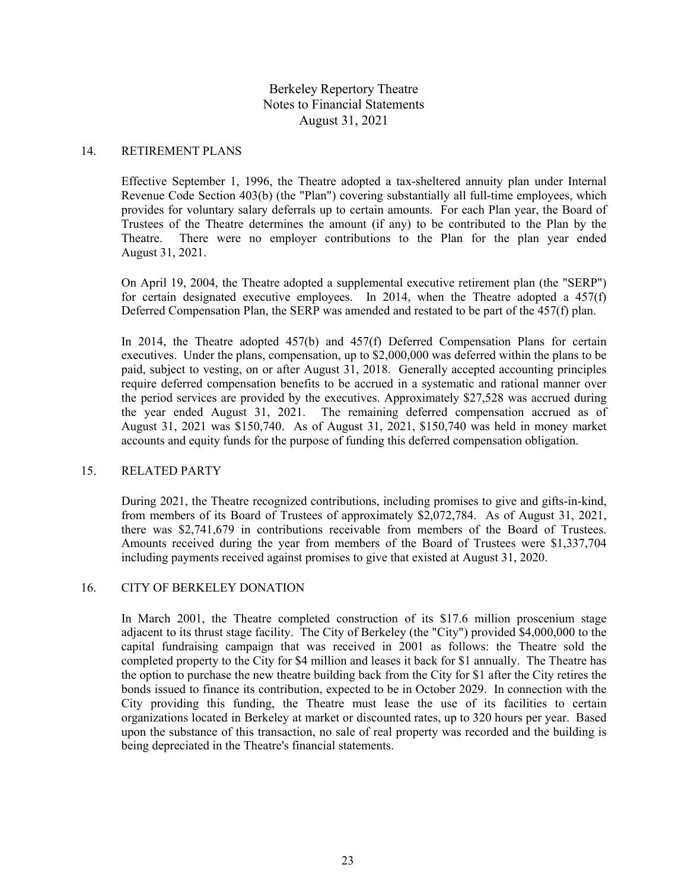## 14. RETIREMENT PLANS

Effective September 1, 1996, the Theatre adopted a tax-sheltered annuity plan under Internal Revenue Code Section 403(b) (the "Plan") covering substantially all full-time employees, which provides for voluntary salary deferrals up to certain amounts. For each Plan year, the Board of Trustees of the Theatre determines the amount (if any) to be contributed to the Plan by the Theatre. There were no employer contributions to the Plan for the plan year ended August 31, 2021.

On April 19, 2004, the Theatre adopted a supplemental executive retirement plan (the "SERP") for certain designated executive employees. In 2014, when the Theatre adopted a 457(f) Deferred Compensation Plan, the SERP was amended and restated to be part of the 457(f) plan.

In 2014, the Theatre adopted 457(b) and 457(f) Deferred Compensation Plans for certain executives. Under the plans, compensation, up to $2,000,000 was deferred within the plans to be paid, subject to vesting, on or after August 31, 2018. Generally accepted accounting principles require deferred compensation benefits to be accrued in a systematic and rational manner over the period services are provided by the executives. Approximately $27,528 was accrued during the year ended August 31, 2021. The remaining deferred compensation accrued as of August 31, 2021 was $150,740. As of August 31, 2021, $150,740 was held in money market accounts and equity funds for the purpose of funding this deferred compensation obligation.

## 15. RELATED PARTY

During 2021, the Theatre recognized contributions, including promises to give and gifts-in-kind, from members of its Board of Trustees of approximately $2,072,784. As of August 31, 2021, there was $2,741,679 in contributions receivable from members of the Board of Trustees. Amounts received during the year from members of the Board of Trustees were $1,337,704 including payments received against promises to give that existed at August 31, 2020.

## 16. CITY OF BERKELEY DONATION

In March 2001, the Theatre completed construction of its $17.6 million proscenium stage adjacent to its thrust stage facility. The City of Berkeley (the "City") provided $4,000,000 to the capital fundraising campaign that was received in 2001 as follows: the Theatre sold the completed property to the City for $4 million and leases it back for $1 annually. The Theatre has the option to purchase the new theatre building back from the City for $1 after the City retires the bonds issued to finance its contribution, expected to be in October 2029. In connection with the City providing this funding, the Theatre must lease the use of its facilities to certain organizations located in Berkeley at market or discounted rates, up to 320 hours per year. Based upon the substance of this transaction, no sale of real property was recorded and the building is being depreciated in the Theatre's financial statements.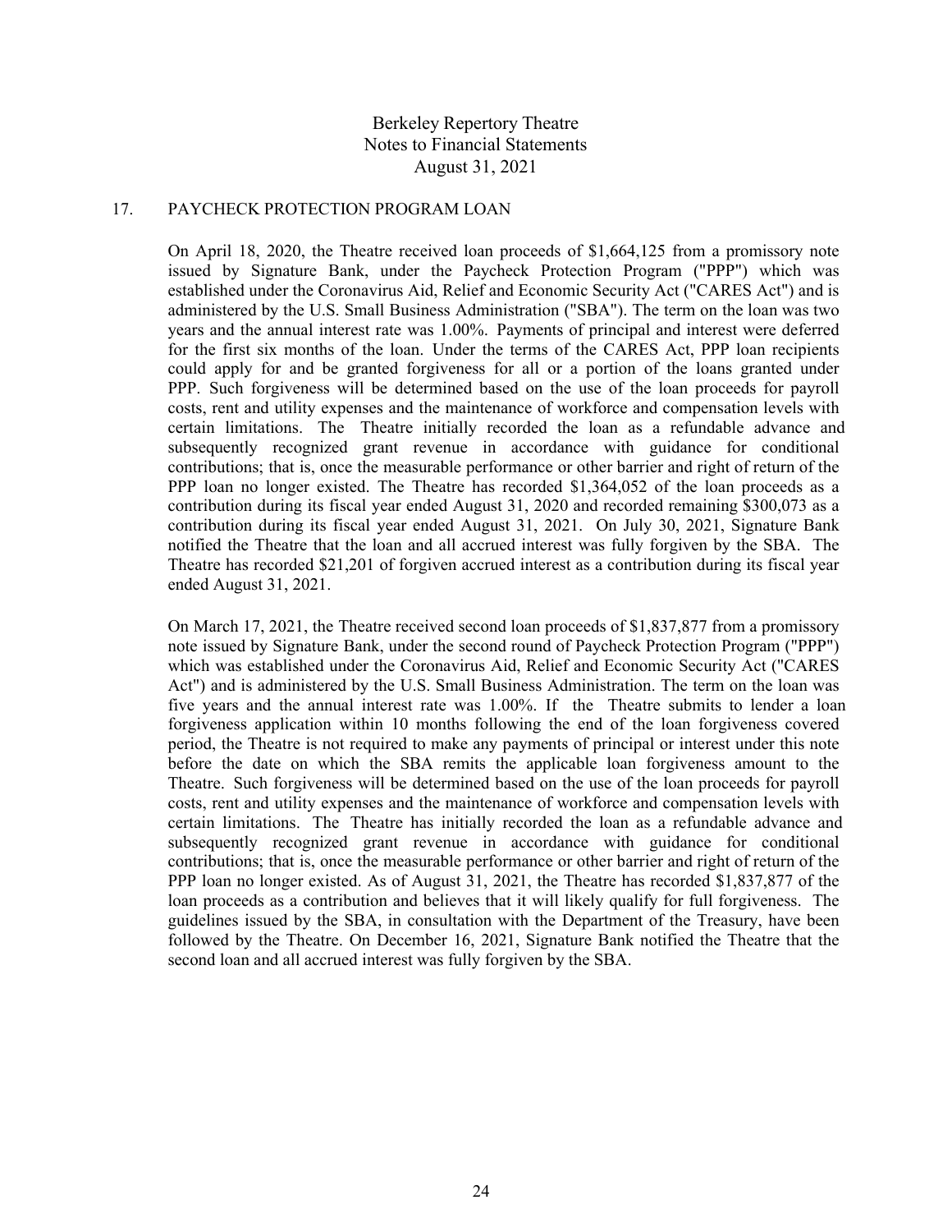## 17. PAYCHECK PROTECTION PROGRAM LOAN

On April 18, 2020, the Theatre received loan proceeds of $1,664,125 from a promissory note issued by Signature Bank, under the Paycheck Protection Program ("PPP") which was established under the Coronavirus Aid, Relief and Economic Security Act ("CARES Act") and is administered by the U.S. Small Business Administration ("SBA"). The term on the loan was two years and the annual interest rate was 1.00%. Payments of principal and interest were deferred for the first six months of the loan. Under the terms of the CARES Act, PPP loan recipients could apply for and be granted forgiveness for all or a portion of the loans granted under PPP. Such forgiveness will be determined based on the use of the loan proceeds for payroll costs, rent and utility expenses and the maintenance of workforce and compensation levels with certain limitations. The Theatre initially recorded the loan as a refundable advance and subsequently recognized grant revenue in accordance with guidance for conditional contributions; that is, once the measurable performance or other barrier and right of return of the PPP loan no longer existed. The Theatre has recorded $1,364,052 of the loan proceeds as a contribution during its fiscal year ended August 31, 2020 and recorded remaining $300,073 as a contribution during its fiscal year ended August 31, 2021. On July 30, 2021, Signature Bank notified the Theatre that the loan and all accrued interest was fully forgiven by the SBA. The Theatre has recorded $21,201 of forgiven accrued interest as a contribution during its fiscal year ended August 31, 2021.

On March 17, 2021, the Theatre received second loan proceeds of $1,837,877 from a promissory note issued by Signature Bank, under the second round of Paycheck Protection Program ("PPP") which was established under the Coronavirus Aid, Relief and Economic Security Act ("CARES Act") and is administered by the U.S. Small Business Administration. The term on the loan was five years and the annual interest rate was 1.00%. If the Theatre submits to lender a loan forgiveness application within 10 months following the end of the loan forgiveness covered period, the Theatre is not required to make any payments of principal or interest under this note before the date on which the SBA remits the applicable loan forgiveness amount to the Theatre. Such forgiveness will be determined based on the use of the loan proceeds for payroll costs, rent and utility expenses and the maintenance of workforce and compensation levels with certain limitations. The Theatre has initially recorded the loan as a refundable advance and subsequently recognized grant revenue in accordance with guidance for conditional contributions; that is, once the measurable performance or other barrier and right of return of the PPP loan no longer existed. As of August 31, 2021, the Theatre has recorded $1,837,877 of the loan proceeds as a contribution and believes that it will likely qualify for full forgiveness. The guidelines issued by the SBA, in consultation with the Department of the Treasury, have been followed by the Theatre. On December 16, 2021, Signature Bank notified the Theatre that the second loan and all accrued interest was fully forgiven by the SBA.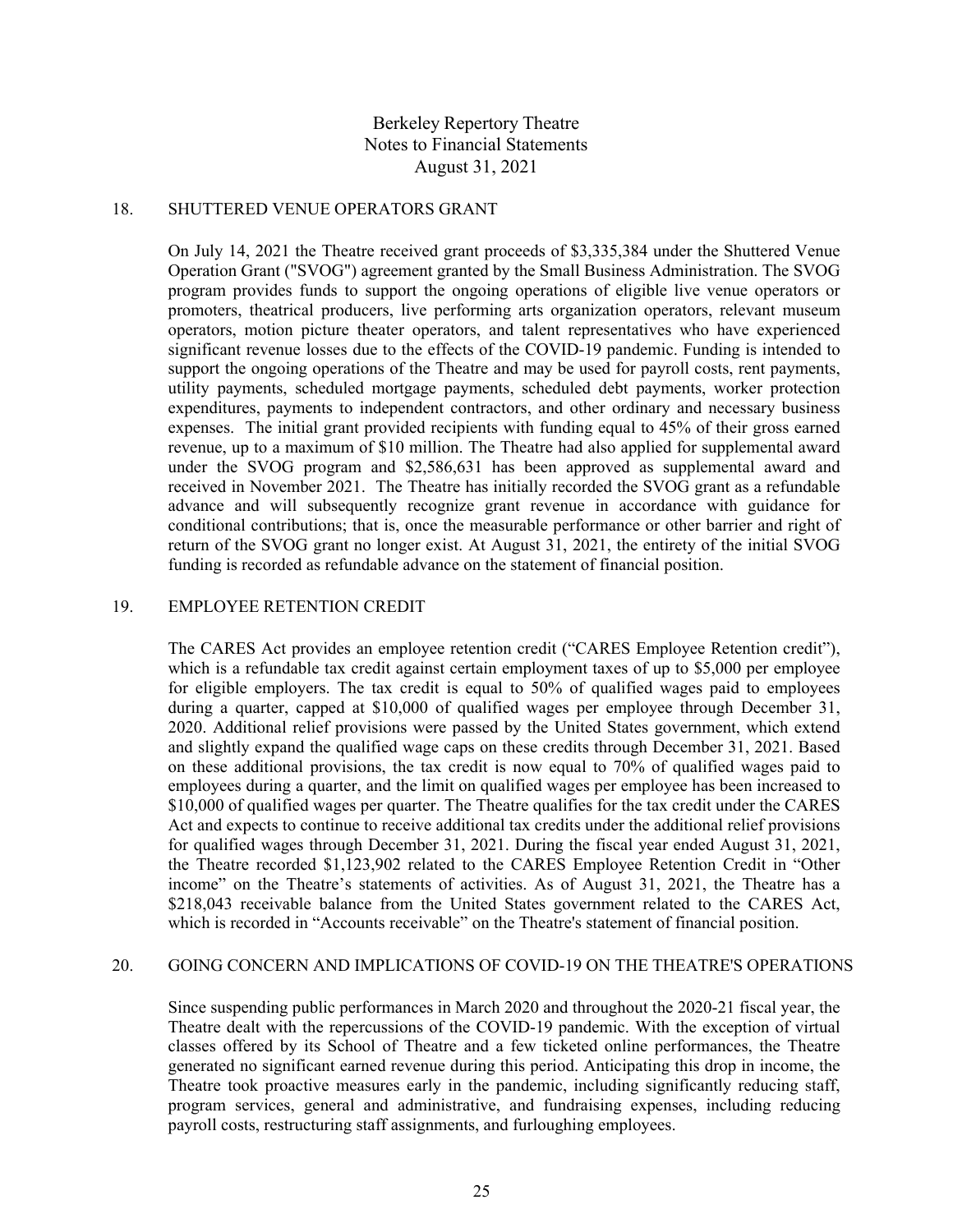## 18. SHUTTERED VENUE OPERATORS GRANT

On July 14, 2021 the Theatre received grant proceeds of $3,335,384 under the Shuttered Venue Operation Grant ("SVOG") agreement granted by the Small Business Administration. The SVOG program provides funds to support the ongoing operations of eligible live venue operators or promoters, theatrical producers, live performing arts organization operators, relevant museum operators, motion picture theater operators, and talent representatives who have experienced significant revenue losses due to the effects of the COVID-19 pandemic. Funding is intended to support the ongoing operations of the Theatre and may be used for payroll costs, rent payments, utility payments, scheduled mortgage payments, scheduled debt payments, worker protection expenditures, payments to independent contractors, and other ordinary and necessary business expenses. The initial grant provided recipients with funding equal to 45% of their gross earned revenue, up to a maximum of $10 million. The Theatre had also applied for supplemental award under the SVOG program and $2,586,631 has been approved as supplemental award and received in November 2021. The Theatre has initially recorded the SVOG grant as a refundable advance and will subsequently recognize grant revenue in accordance with guidance for conditional contributions; that is, once the measurable performance or other barrier and right of return of the SVOG grant no longer exist. At August 31, 2021, the entirety of the initial SVOG funding is recorded as refundable advance on the statement of financial position.

## 19. EMPLOYEE RETENTION CREDIT

The CARES Act provides an employee retention credit ("CARES Employee Retention credit"), which is a refundable tax credit against certain employment taxes of up to $5,000 per employee for eligible employers. The tax credit is equal to 50% of qualified wages paid to employees during a quarter, capped at $10,000 of qualified wages per employee through December 31, 2020. Additional relief provisions were passed by the United States government, which extend and slightly expand the qualified wage caps on these credits through December 31, 2021. Based on these additional provisions, the tax credit is now equal to 70% of qualified wages paid to employees during a quarter, and the limit on qualified wages per employee has been increased to $10,000 of qualified wages per quarter. The Theatre qualifies for the tax credit under the CARES Act and expects to continue to receive additional tax credits under the additional relief provisions for qualified wages through December 31, 2021. During the fiscal year ended August 31, 2021, the Theatre recorded $1,123,902 related to the CARES Employee Retention Credit in "Other income" on the Theatre's statements of activities. As of August 31, 2021, the Theatre has a $218,043 receivable balance from the United States government related to the CARES Act, which is recorded in "Accounts receivable" on the Theatre's statement of financial position.

## 20. GOING CONCERN AND IMPLICATIONS OF COVID-19 ON THE THEATRE'S OPERATIONS

Since suspending public performances in March 2020 and throughout the 2020-21 fiscal year, the Theatre dealt with the repercussions of the COVID-19 pandemic. With the exception of virtual classes offered by its School of Theatre and a few ticketed online performances, the Theatre generated no significant earned revenue during this period. Anticipating this drop in income, the Theatre took proactive measures early in the pandemic, including significantly reducing staff, program services, general and administrative, and fundraising expenses, including reducing payroll costs, restructuring staff assignments, and furloughing employees.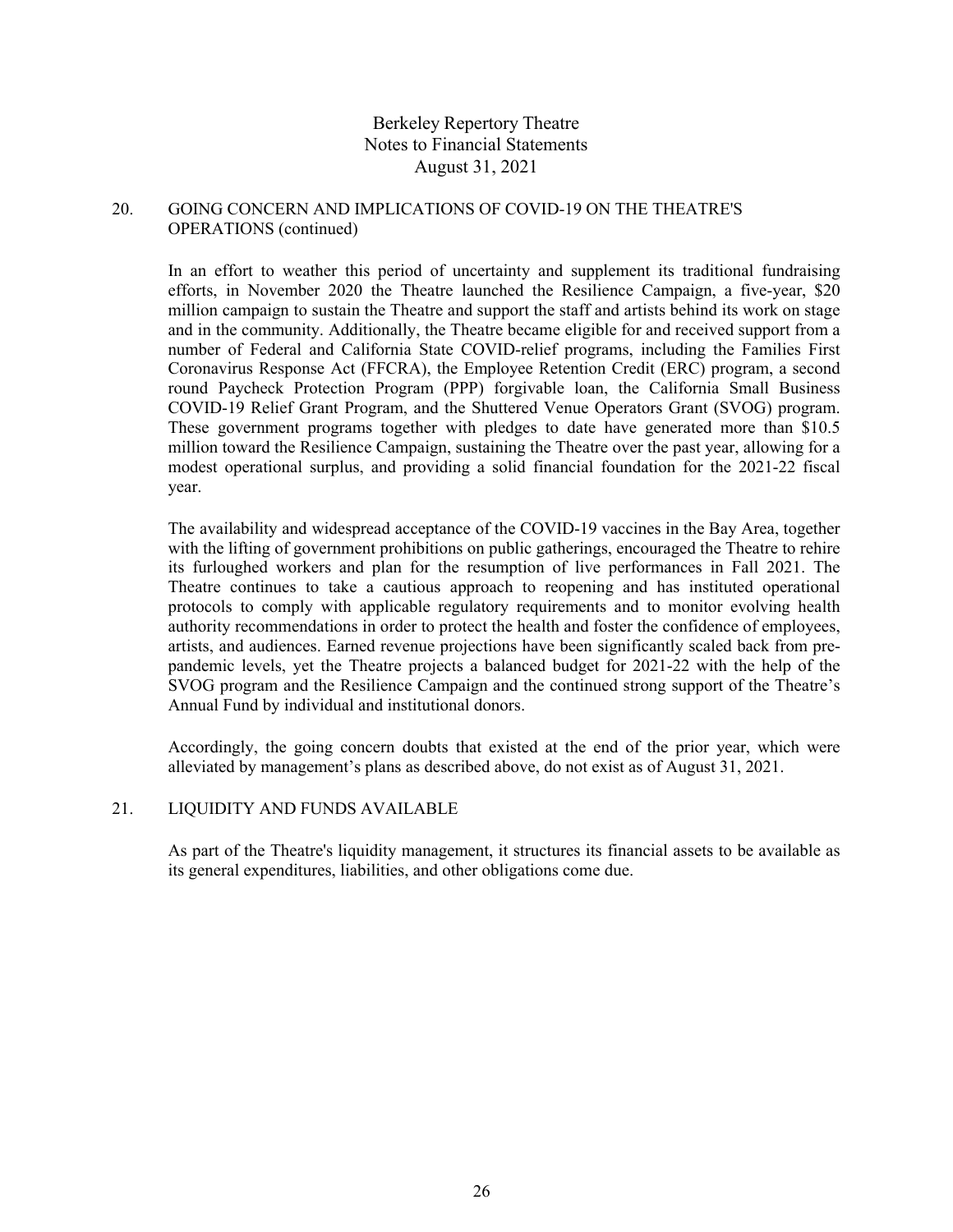## 20. GOING CONCERN AND IMPLICATIONS OF COVID-19 ON THE THEATRE'S OPERATIONS (continued)

In an effort to weather this period of uncertainty and supplement its traditional fundraising efforts, in November 2020 the Theatre launched the Resilience Campaign, a five-year, $20 million campaign to sustain the Theatre and support the staff and artists behind its work on stage and in the community. Additionally, the Theatre became eligible for and received support from a number of Federal and California State COVID-relief programs, including the Families First Coronavirus Response Act (FFCRA), the Employee Retention Credit (ERC) program, a second round Paycheck Protection Program (PPP) forgivable loan, the California Small Business COVID-19 Relief Grant Program, and the Shuttered Venue Operators Grant (SVOG) program. These government programs together with pledges to date have generated more than $10.5 million toward the Resilience Campaign, sustaining the Theatre over the past year, allowing for a modest operational surplus, and providing a solid financial foundation for the 2021-22 fiscal year.

The availability and widespread acceptance of the COVID-19 vaccines in the Bay Area, together with the lifting of government prohibitions on public gatherings, encouraged the Theatre to rehire its furloughed workers and plan for the resumption of live performances in Fall 2021. The Theatre continues to take a cautious approach to reopening and has instituted operational protocols to comply with applicable regulatory requirements and to monitor evolving health authority recommendations in order to protect the health and foster the confidence of employees, artists, and audiences. Earned revenue projections have been significantly scaled back from pre-pandemic levels, yet the Theatre projects a balanced budget for 2021-22 with the help of the SVOG program and the Resilience Campaign and the continued strong support of the Theatre's Annual Fund by individual and institutional donors.

Accordingly, the going concern doubts that existed at the end of the prior year, which were alleviated by management's plans as described above, do not exist as of August 31, 2021.

## 21. LIQUIDITY AND FUNDS AVAILABLE

As part of the Theatre's liquidity management, it structures its financial assets to be available as its general expenditures, liabilities, and other obligations come due.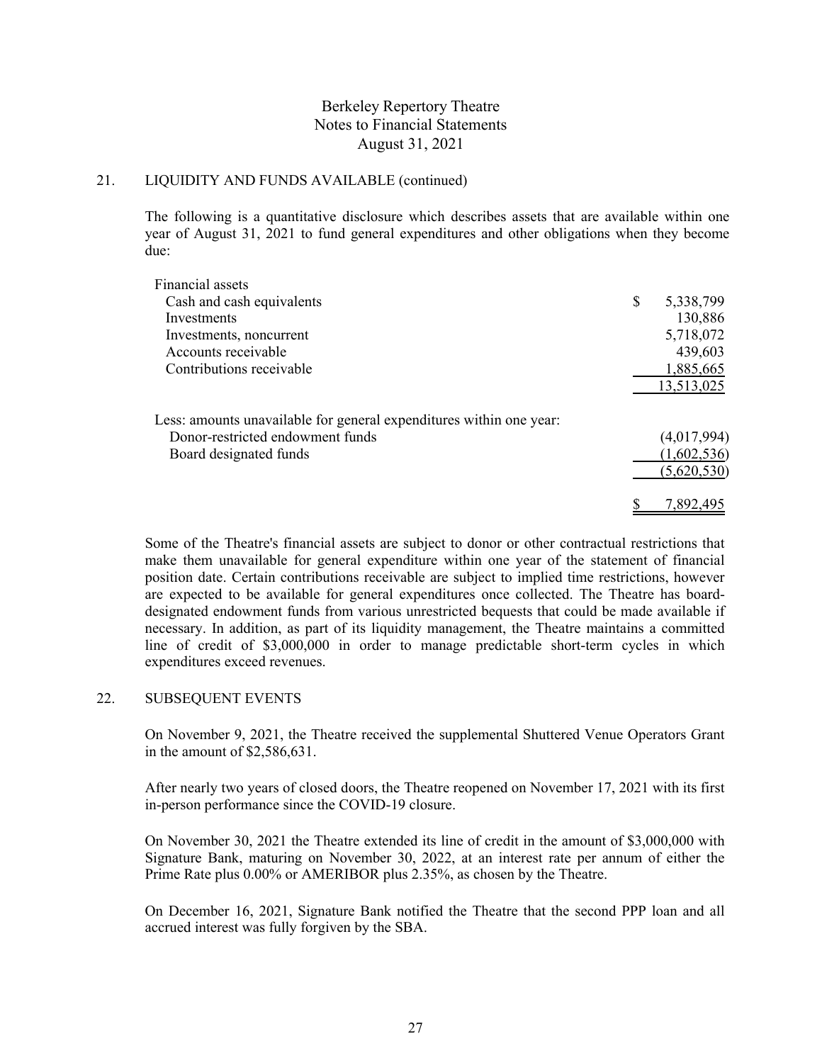## 21. LIQUIDITY AND FUNDS AVAILABLE (continued)

The following is a quantitative disclosure which describes assets that are available within one year of August 31, 2021 to fund general expenditures and other obligations when they become due:

| | |
|---|---|
| Financial assets | |
| Cash and cash equivalents | $ 5,338,799 |
| Investments | 130,886 |
| Investments, noncurrent | 5,718,072 |
| Accounts receivable | 439,603 |
| Contributions receivable | 1,885,665 |
| | 13,513,025 |
| Less: amounts unavailable for general expenditures within one year: | |
| Donor-restricted endowment funds | (4,017,994) |
| Board designated funds | (1,602,536) |
| | (5,620,530) |
| | $ 7,892,495 |

Some of the Theatre's financial assets are subject to donor or other contractual restrictions that make them unavailable for general expenditure within one year of the statement of financial position date. Certain contributions receivable are subject to implied time restrictions, however are expected to be available for general expenditures once collected. The Theatre has board-designated endowment funds from various unrestricted bequests that could be made available if necessary. In addition, as part of its liquidity management, the Theatre maintains a committed line of credit of $3,000,000 in order to manage predictable short-term cycles in which expenditures exceed revenues.

## 22. SUBSEQUENT EVENTS

On November 9, 2021, the Theatre received the supplemental Shuttered Venue Operators Grant in the amount of $2,586,631.

After nearly two years of closed doors, the Theatre reopened on November 17, 2021 with its first in-person performance since the COVID-19 closure.

On November 30, 2021 the Theatre extended its line of credit in the amount of $3,000,000 with Signature Bank, maturing on November 30, 2022, at an interest rate per annum of either the Prime Rate plus 0.00% or AMERIBOR plus 2.35%, as chosen by the Theatre.

On December 16, 2021, Signature Bank notified the Theatre that the second PPP loan and all accrued interest was fully forgiven by the SBA.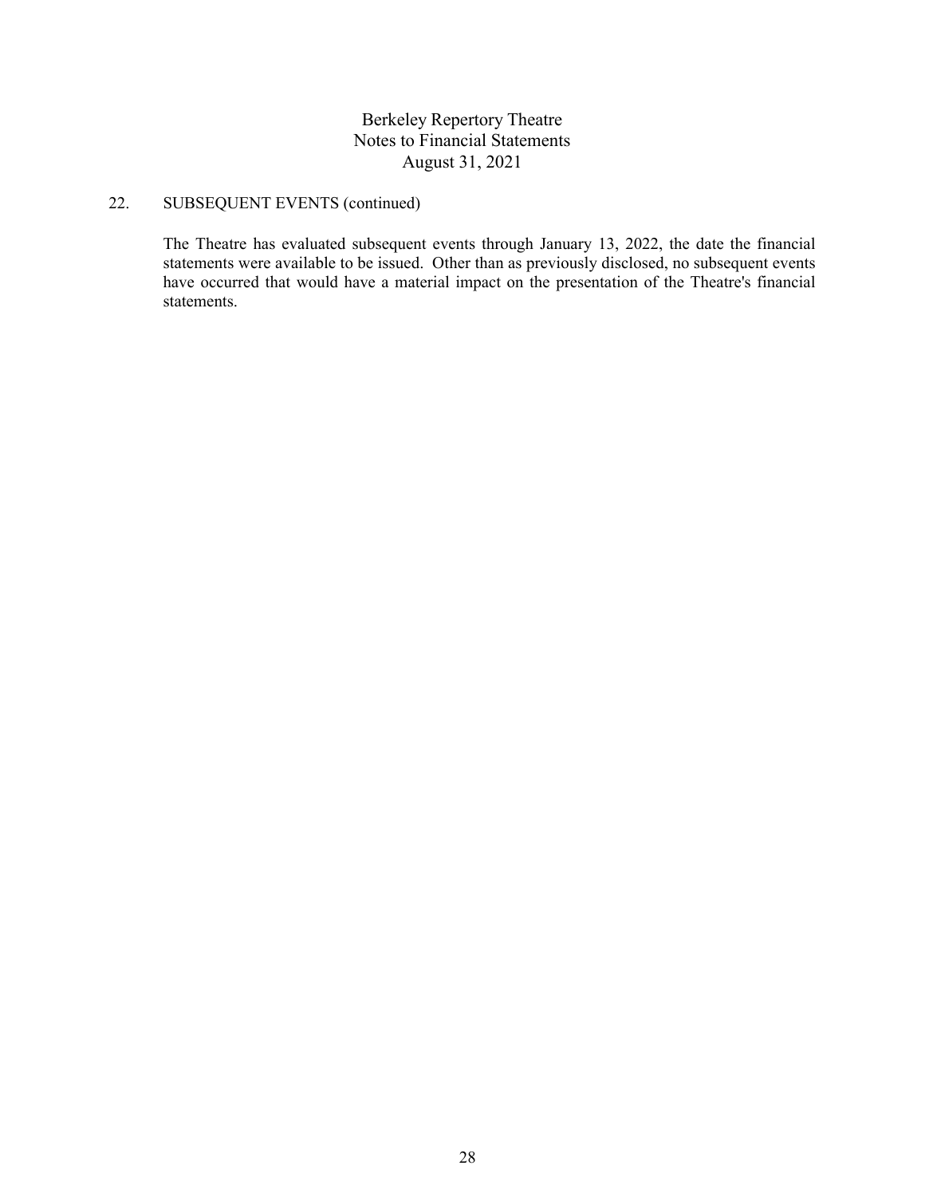## 22. SUBSEQUENT EVENTS (continued)

The Theatre has evaluated subsequent events through January 13, 2022, the date the financial statements were available to be issued. Other than as previously disclosed, no subsequent events have occurred that would have a material impact on the presentation of the Theatre's financial statements.